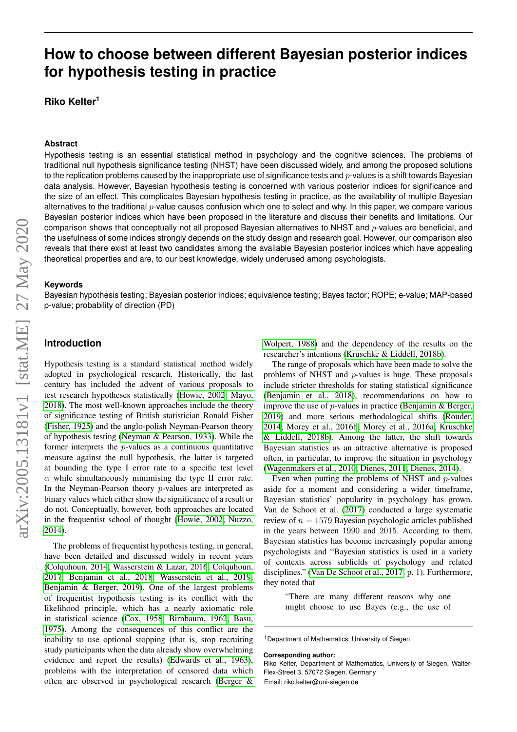# How to choose between different Bayesian posterior indices for hypothesis testing in practice

**Riko Kelter[1]**

### Abstract

Hypothesis testing is an essential statistical method in psychology and the cognitive sciences. The problems of traditional null hypothesis significance testing (NHST) have been discussed widely, and among the proposed solutions to the replication problems caused by the inappropriate use of significance tests and $p$-values is a shift towards Bayesian data analysis. However, Bayesian hypothesis testing is concerned with various posterior indices for significance and the size of an effect. This complicates Bayesian hypothesis testing in practice, as the availability of multiple Bayesian alternatives to the traditional $p$-value causes confusion which one to select and why. In this paper, we compare various Bayesian posterior indices which have been proposed in the literature and discuss their benefits and limitations. Our comparison shows that conceptually not all proposed Bayesian alternatives to NHST and $p$-values are beneficial, and the usefulness of some indices strongly depends on the study design and research goal. However, our comparison also reveals that there exist at least two candidates among the available Bayesian posterior indices which have appealing theoretical properties and are, to our best knowledge, widely underused among psychologists.

### Keywords

Bayesian hypothesis testing; Bayesian posterior indices; equivalence testing; Bayes factor; ROPE; e-value; MAP-based p-value; probability of direction (PD)

## Introduction

Hypothesis testing is a standard statistical method widely adopted in psychological research. Historically, the last century has included the advent of various proposals to test research hypotheses statistically (Howie, 2002; Mayo, 2018). The most well-known approaches include the theory of significance testing of British statistician Ronald Fisher (Fisher, 1925) and the anglo-polish Neyman-Pearson theory of hypothesis testing (Neyman & Pearson, 1933). While the former interprets the $p$-values as a continuous quantitative measure against the null hypothesis, the latter is targeted at bounding the type I error rate to a specific test level $\alpha$ while simultaneously minimising the type II error rate. In the Neyman-Pearson theory $p$-values are interpreted as binary values which either show the significance of a result or do not. Conceptually, however, both approaches are located in the frequentist school of thought (Howie, 2002; Nuzzo, 2014).

The problems of frequentist hypothesis testing, in general, have been detailed and discussed widely in recent years (Colquhoun, 2014; Wasserstein & Lazar, 2016; Colquhoun, 2017; Benjamin et al., 2018; Wasserstein et al., 2019; Benjamin & Berger, 2019). One of the largest problems of frequentist hypothesis testing is its conflict with the likelihood principle, which has a nearly axiomatic role in statistical science (Cox, 1958; Birnbaum, 1962; Basu, 1975). Among the consequences of this conflict are the inability to use optional stopping (that is, stop recruiting study participants when the data already show overwhelming evidence and report the results) (Edwards et al., 1963), problems with the interpretation of censored data which often are observed in psychological research (Berger & Wolpert, 1988) and the dependency of the results on the researcher's intentions (Kruschke & Liddell, 2018b).

The range of proposals which have been made to solve the problems of NHST and $p$-values is huge. These proposals include stricter thresholds for stating statistical significance (Benjamin et al., 2018), recommendations on how to improve the use of $p$-values in practice (Benjamin & Berger, 2019) and more serious methodological shifts (Rouder, 2014; Morey et al., 2016b; Morey et al., 2016a; Kruschke & Liddell, 2018b). Among the latter, the shift towards Bayesian statistics as an attractive alternative is proposed often, in particular, to improve the situation in psychology (Wagenmakers et al., 2010; Dienes, 2011; Dienes, 2014).

Even when putting the problems of NHST and $p$-values aside for a moment and considering a wider timeframe, Bayesian statistics' popularity in psychology has grown. Van de Schoot et al. (2017) conducted a large systematic review of $n = 1579$ Bayesian psychologic articles published in the years between 1990 and 2015. According to them, Bayesian statistics has become increasingly popular among psychologists and "Bayesian statistics is used in a variety of contexts across subfields of psychology and related disciplines." (Van De Schoot et al., 2017, p. 1). Furthermore, they noted that

> "There are many different reasons why one might choose to use Bayes (e.g., the use of

[1]Department of Mathematics, University of Siegen

**Corresponding author:**
Riko Kelter, Department of Mathematics, University of Siegen, Walter-Flex-Street 3, 57072 Siegen, Germany
Email: riko.kelter@uni-siegen.de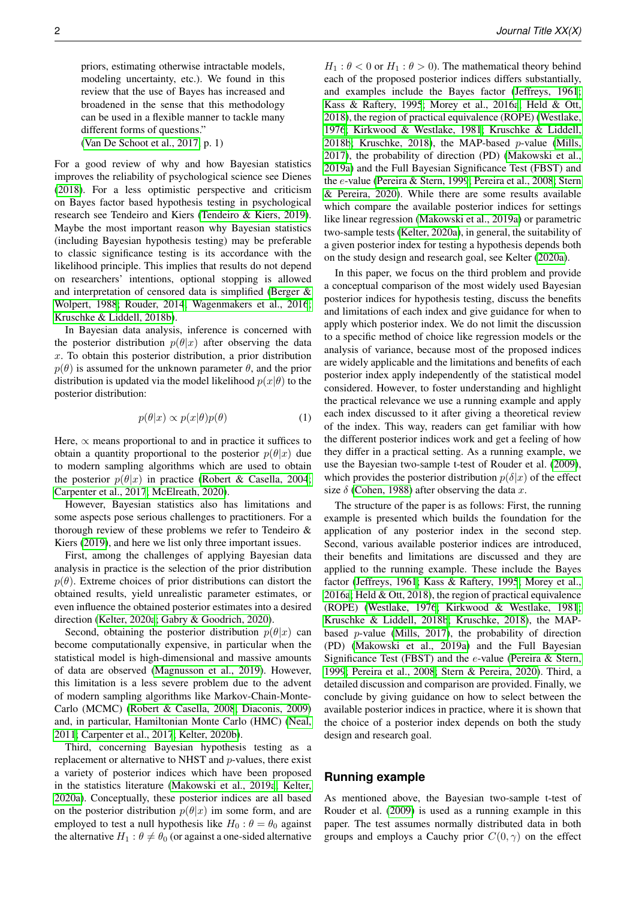priors, estimating otherwise intractable models, modeling uncertainty, etc.). We found in this review that the use of Bayes has increased and broadened in the sense that this methodology can be used in a flexible manner to tackle many different forms of questions."
(Van De Schoot et al., 2017, p. 1)

For a good review of why and how Bayesian statistics improves the reliability of psychological science see Dienes (2018). For a less optimistic perspective and criticism on Bayes factor based hypothesis testing in psychological research see Tendeiro and Kiers (Tendeiro & Kiers, 2019). Maybe the most important reason why Bayesian statistics (including Bayesian hypothesis testing) may be preferable to classic significance testing is its accordance with the likelihood principle. This implies that results do not depend on researchers' intentions, optional stopping is allowed and interpretation of censored data is simplified (Berger & Wolpert, 1988; Rouder, 2014; Wagenmakers et al., 2016; Kruschke & Liddell, 2018b).

In Bayesian data analysis, inference is concerned with the posterior distribution $p(\theta|x)$ after observing the data $x$. To obtain this posterior distribution, a prior distribution $p(\theta)$ is assumed for the unknown parameter $\theta$, and the prior distribution is updated via the model likelihood $p(x|\theta)$ to the posterior distribution:

$$p(\theta|x) \propto p(x|\theta)p(\theta) \tag{1}$$

Here, $\propto$ means proportional to and in practice it suffices to obtain a quantity proportional to the posterior $p(\theta|x)$ due to modern sampling algorithms which are used to obtain the posterior $p(\theta|x)$ in practice (Robert & Casella, 2004; Carpenter et al., 2017; McElreath, 2020).

However, Bayesian statistics also has limitations and some aspects pose serious challenges to practitioners. For a thorough review of these problems we refer to Tendeiro & Kiers (2019), and here we list only three important issues.

First, among the challenges of applying Bayesian data analysis in practice is the selection of the prior distribution $p(\theta)$. Extreme choices of prior distributions can distort the obtained results, yield unrealistic parameter estimates, or even influence the obtained posterior estimates into a desired direction (Kelter, 2020a; Gabry & Goodrich, 2020).

Second, obtaining the posterior distribution $p(\theta|x)$ can become computationally expensive, in particular when the statistical model is high-dimensional and massive amounts of data are observed (Magnusson et al., 2019). However, this limitation is a less severe problem due to the advent of modern sampling algorithms like Markov-Chain-Monte-Carlo (MCMC) (Robert & Casella, 2008; Diaconis, 2009) and, in particular, Hamiltonian Monte Carlo (HMC) (Neal, 2011; Carpenter et al., 2017; Kelter, 2020b).

Third, concerning Bayesian hypothesis testing as a replacement or alternative to NHST and $p$-values, there exist a variety of posterior indices which have been proposed in the statistics literature (Makowski et al., 2019a; Kelter, 2020a). Conceptually, these posterior indices are all based on the posterior distribution $p(\theta|x)$ im some form, and are employed to test a null hypothesis like $H_0 : \theta = \theta_0$ against the alternative $H_1 : \theta \neq \theta_0$ (or against a one-sided alternative $H_1 : \theta < 0$ or $H_1 : \theta > 0$). The mathematical theory behind each of the proposed posterior indices differs substantially, and examples include the Bayes factor (Jeffreys, 1961; Kass & Raftery, 1995; Morey et al., 2016a; Held & Ott, 2018), the region of practical equivalence (ROPE) (Westlake, 1976; Kirkwood & Westlake, 1981; Kruschke & Liddell, 2018b; Kruschke, 2018), the MAP-based $p$-value (Mills, 2017), the probability of direction (PD) (Makowski et al., 2019a) and the Full Bayesian Significance Test (FBST) and the $e$-value (Pereira & Stern, 1999; Pereira et al., 2008; Stern & Pereira, 2020). While there are some results available which compare the available posterior indices for settings like linear regression (Makowski et al., 2019a) or parametric two-sample tests (Kelter, 2020a), in general, the suitability of a given posterior index for testing a hypothesis depends both on the study design and research goal, see Kelter (2020a).

In this paper, we focus on the third problem and provide a conceptual comparison of the most widely used Bayesian posterior indices for hypothesis testing, discuss the benefits and limitations of each index and give guidance for when to apply which posterior index. We do not limit the discussion to a specific method of choice like regression models or the analysis of variance, because most of the proposed indices are widely applicable and the limitations and benefits of each posterior index apply independently of the statistical model considered. However, to foster understanding and highlight the practical relevance we use a running example and apply each index discussed to it after giving a theoretical review of the index. This way, readers can get familiar with how the different posterior indices work and get a feeling of how they differ in a practical setting. As a running example, we use the Bayesian two-sample t-test of Rouder et al. (2009), which provides the posterior distribution $p(\delta|x)$ of the effect size $\delta$ (Cohen, 1988) after observing the data $x$.

The structure of the paper is as follows: First, the running example is presented which builds the foundation for the application of any posterior index in the second step. Second, various available posterior indices are introduced, their benefits and limitations are discussed and they are applied to the running example. These include the Bayes factor (Jeffreys, 1961; Kass & Raftery, 1995; Morey et al., 2016a; Held & Ott, 2018), the region of practical equivalence (ROPE) (Westlake, 1976; Kirkwood & Westlake, 1981; Kruschke & Liddell, 2018b; Kruschke, 2018), the MAP-based $p$-value (Mills, 2017), the probability of direction (PD) (Makowski et al., 2019a) and the Full Bayesian Significance Test (FBST) and the $e$-value (Pereira & Stern, 1999; Pereira et al., 2008; Stern & Pereira, 2020). Third, a detailed discussion and comparison are provided. Finally, we conclude by giving guidance on how to select between the available posterior indices in practice, where it is shown that the choice of a posterior index depends on both the study design and research goal.

## Running example

As mentioned above, the Bayesian two-sample t-test of Rouder et al. (2009) is used as a running example in this paper. The test assumes normally distributed data in both groups and employs a Cauchy prior $C(0, \gamma)$ on the effect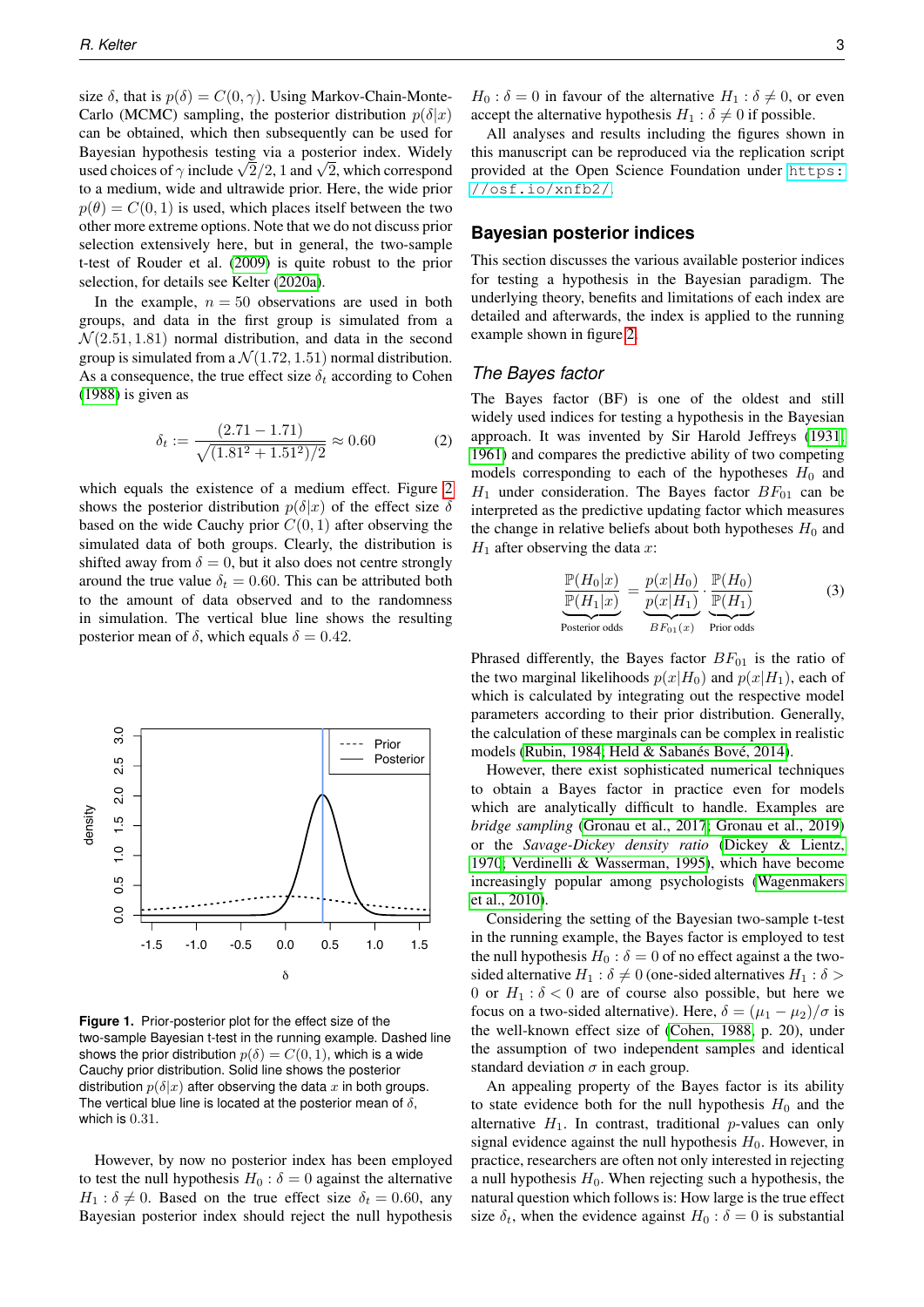size $\delta$, that is $p(\delta) = C(0, \gamma)$. Using Markov-Chain-Monte-Carlo (MCMC) sampling, the posterior distribution $p(\delta|x)$ can be obtained, which then subsequently can be used for Bayesian hypothesis testing via a posterior index. Widely used choices of $\gamma$ include $\sqrt{2}/2$, 1 and $\sqrt{2}$, which correspond to a medium, wide and ultrawide prior. Here, the wide prior $p(\theta) = C(0, 1)$ is used, which places itself between the two other more extreme options. Note that we do not discuss prior selection extensively here, but in general, the two-sample t-test of Rouder et al. (2009) is quite robust to the prior selection, for details see Kelter (2020a).

In the example, $n = 50$ observations are used in both groups, and data in the first group is simulated from a $\mathcal{N}(2.51, 1.81)$ normal distribution, and data in the second group is simulated from a $\mathcal{N}(1.72, 1.51)$ normal distribution. As a consequence, the true effect size $\delta_t$ according to Cohen (1988) is given as

$$\delta_t := \frac{(2.71 - 1.71)}{\sqrt{(1.81^2 + 1.51^2)/2}} \approx 0.60 \tag{2}$$

which equals the existence of a medium effect. Figure 2 shows the posterior distribution $p(\delta|x)$ of the effect size $\delta$ based on the wide Cauchy prior $C(0, 1)$ after observing the simulated data of both groups. Clearly, the distribution is shifted away from $\delta = 0$, but it also does not centre strongly around the true value $\delta_t = 0.60$. This can be attributed both to the amount of data observed and to the randomness in simulation. The vertical blue line shows the resulting posterior mean of $\delta$, which equals $\delta = 0.42$.

**Figure 1.** Prior-posterior plot for the effect size of the two-sample Bayesian t-test in the running example. Dashed line shows the prior distribution $p(\delta) = C(0, 1)$, which is a wide Cauchy prior distribution. Solid line shows the posterior distribution $p(\delta|x)$ after observing the data $x$ in both groups. The vertical blue line is located at the posterior mean of $\delta$, which is 0.31.

However, by now no posterior index has been employed to test the null hypothesis $H_0 : \delta = 0$ against the alternative $H_1 : \delta \neq 0$. Based on the true effect size $\delta_t = 0.60$, any Bayesian posterior index should reject the null hypothesis $H_0 : \delta = 0$ in favour of the alternative $H_1 : \delta \neq 0$, or even accept the alternative hypothesis $H_1 : \delta \neq 0$ if possible.

All analyses and results including the figures shown in this manuscript can be reproduced via the replication script provided at the Open Science Foundation under https://osf.io/xnfb2/.

## Bayesian posterior indices

This section discusses the various available posterior indices for testing a hypothesis in the Bayesian paradigm. The underlying theory, benefits and limitations of each index are detailed and afterwards, the index is applied to the running example shown in figure 2.

### *The Bayes factor*

The Bayes factor (BF) is one of the oldest and still widely used indices for testing a hypothesis in the Bayesian approach. It was invented by Sir Harold Jeffreys (1931, 1961) and compares the predictive ability of two competing models corresponding to each of the hypotheses $H_0$ and $H_1$ under consideration. The Bayes factor $BF_{01}$ can be interpreted as the predictive updating factor which measures the change in relative beliefs about both hypotheses $H_0$ and $H_1$ after observing the data $x$:

$$\underbrace{\frac{\mathbb{P}(H_0|x)}{\mathbb{P}(H_1|x)}}_{\text{Posterior odds}} = \underbrace{\frac{p(x|H_0)}{p(x|H_1)}}_{BF_{01}(x)} \cdot \underbrace{\frac{\mathbb{P}(H_0)}{\mathbb{P}(H_1)}}_{\text{Prior odds}} \tag{3}$$

Phrased differently, the Bayes factor $BF_{01}$ is the ratio of the two marginal likelihoods $p(x|H_0)$ and $p(x|H_1)$, each of which is calculated by integrating out the respective model parameters according to their prior distribution. Generally, the calculation of these marginals can be complex in realistic models (Rubin, 1984; Held & Sabanés Bové, 2014).

However, there exist sophisticated numerical techniques to obtain a Bayes factor in practice even for models which are analytically difficult to handle. Examples are *bridge sampling* (Gronau et al., 2017; Gronau et al., 2019) or the *Savage-Dickey density ratio* (Dickey & Lientz, 1970; Verdinelli & Wasserman, 1995), which have become increasingly popular among psychologists (Wagenmakers et al., 2010).

Considering the setting of the Bayesian two-sample t-test in the running example, the Bayes factor is employed to test the null hypothesis $H_0 : \delta = 0$ of no effect against a the two-sided alternative $H_1 : \delta \neq 0$ (one-sided alternatives $H_1 : \delta > 0$ or $H_1 : \delta < 0$ are of course also possible, but here we focus on a two-sided alternative). Here, $\delta = (\mu_1 - \mu_2)/\sigma$ is the well-known effect size of (Cohen, 1988, p. 20), under the assumption of two independent samples and identical standard deviation $\sigma$ in each group.

An appealing property of the Bayes factor is its ability to state evidence both for the null hypothesis $H_0$ and the alternative $H_1$. In contrast, traditional $p$-values can only signal evidence against the null hypothesis $H_0$. However, in practice, researchers are often not only interested in rejecting a null hypothesis $H_0$. When rejecting such a hypothesis, the natural question which follows is: How large is the true effect size $\delta_t$, when the evidence against $H_0 : \delta = 0$ is substantial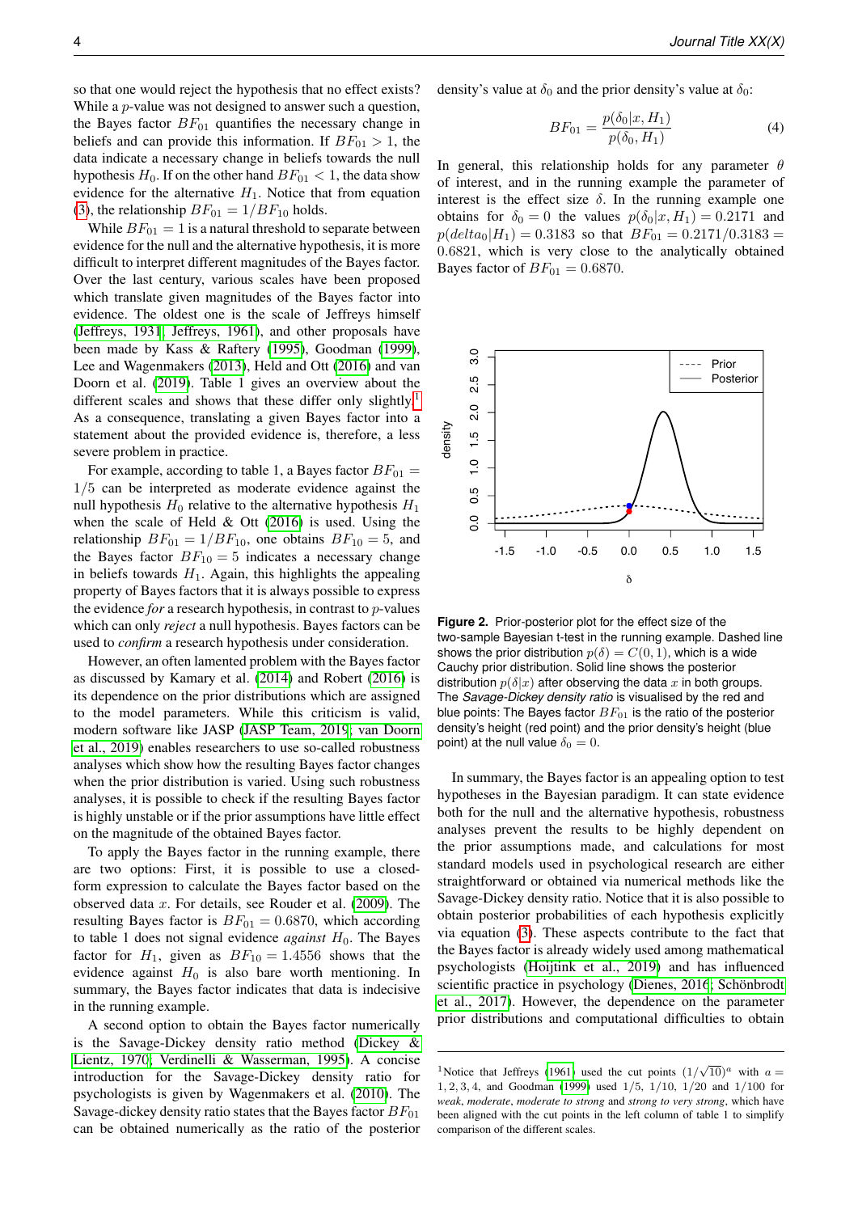so that one would reject the hypothesis that no effect exists? While a $p$-value was not designed to answer such a question, the Bayes factor $BF_{01}$ quantifies the necessary change in beliefs and can provide this information. If $BF_{01} > 1$, the data indicate a necessary change in beliefs towards the null hypothesis $H_0$. If on the other hand $BF_{01} < 1$, the data show evidence for the alternative $H_1$. Notice that from equation (3), the relationship $BF_{01} = 1/BF_{10}$ holds.

While $BF_{01} = 1$ is a natural threshold to separate between evidence for the null and the alternative hypothesis, it is more difficult to interpret different magnitudes of the Bayes factor. Over the last century, various scales have been proposed which translate given magnitudes of the Bayes factor into evidence. The oldest one is the scale of Jeffreys himself (Jeffreys, 1931; Jeffreys, 1961), and other proposals have been made by Kass & Raftery (1995), Goodman (1999), Lee and Wagenmakers (2013), Held and Ott (2016) and van Doorn et al. (2019). Table 1 gives an overview about the different scales and shows that these differ only slightly.[1] As a consequence, translating a given Bayes factor into a statement about the provided evidence is, therefore, a less severe problem in practice.

For example, according to table 1, a Bayes factor $BF_{01} = 1/5$ can be interpreted as moderate evidence against the null hypothesis $H_0$ relative to the alternative hypothesis $H_1$ when the scale of Held & Ott (2016) is used. Using the relationship $BF_{01} = 1/BF_{10}$, one obtains $BF_{10} = 5$, and the Bayes factor $BF_{10} = 5$ indicates a necessary change in beliefs towards $H_1$. Again, this highlights the appealing property of Bayes factors that it is always possible to express the evidence *for* a research hypothesis, in contrast to $p$-values which can only *reject* a null hypothesis. Bayes factors can be used to *confirm* a research hypothesis under consideration.

However, an often lamented problem with the Bayes factor as discussed by Kamary et al. (2014) and Robert (2016) is its dependence on the prior distributions which are assigned to the model parameters. While this criticism is valid, modern software like JASP (JASP Team, 2019; van Doorn et al., 2019) enables researchers to use so-called robustness analyses which show how the resulting Bayes factor changes when the prior distribution is varied. Using such robustness analyses, it is possible to check if the resulting Bayes factor is highly unstable or if the prior assumptions have little effect on the magnitude of the obtained Bayes factor.

To apply the Bayes factor in the running example, there are two options: First, it is possible to use a closed-form expression to calculate the Bayes factor based on the observed data $x$. For details, see Rouder et al. (2009). The resulting Bayes factor is $BF_{01} = 0.6870$, which according to table 1 does not signal evidence *against* $H_0$. The Bayes factor for $H_1$, given as $BF_{10} = 1.4556$ shows that the evidence against $H_0$ is also bare worth mentioning. In summary, the Bayes factor indicates that data is indecisive in the running example.

A second option to obtain the Bayes factor numerically is the Savage-Dickey density ratio method (Dickey & Lientz, 1970; Verdinelli & Wasserman, 1995). A concise introduction for the Savage-Dickey density ratio for psychologists is given by Wagenmakers et al. (2010). The Savage-dickey density ratio states that the Bayes factor $BF_{01}$ can be obtained numerically as the ratio of the posterior density's value at $\delta_0$ and the prior density's value at $\delta_0$:

$$BF_{01} = \frac{p(\delta_0|x, H_1)}{p(\delta_0, H_1)} \tag{4}$$

In general, this relationship holds for any parameter $\theta$ of interest, and in the running example the parameter of interest is the effect size $\delta$. In the running example one obtains for $\delta_0 = 0$ the values $p(\delta_0|x, H_1) = 0.2171$ and $p(delta_0|H_1) = 0.3183$ so that $BF_{01} = 0.2171/0.3183 = 0.6821$, which is very close to the analytically obtained Bayes factor of $BF_{01} = 0.6870$.

**Figure 2.** Prior-posterior plot for the effect size of the two-sample Bayesian t-test in the running example. Dashed line shows the prior distribution $p(\delta) = C(0, 1)$, which is a wide Cauchy prior distribution. Solid line shows the posterior distribution $p(\delta|x)$ after observing the data $x$ in both groups. The *Savage-Dickey density ratio* is visualised by the red and blue points: The Bayes factor $BF_{01}$ is the ratio of the posterior density's height (red point) and the prior density's height (blue point) at the null value $\delta_0 = 0$.

In summary, the Bayes factor is an appealing option to test hypotheses in the Bayesian paradigm. It can state evidence both for the null and the alternative hypothesis, robustness analyses prevent the results to be highly dependent on the prior assumptions made, and calculations for most standard models used in psychological research are either straightforward or obtained via numerical methods like the Savage-Dickey density ratio. Notice that it is also possible to obtain posterior probabilities of each hypothesis explicitly via equation (3). These aspects contribute to the fact that the Bayes factor is already widely used among mathematical psychologists (Hoijtink et al., 2019) and has influenced scientific practice in psychology (Dienes, 2016; Schönbrodt et al., 2017). However, the dependence on the parameter prior distributions and computational difficulties to obtain

[1] Notice that Jeffreys (1961) used the cut points $(1/\sqrt{10})^a$ with $a = 1, 2, 3, 4$, and Goodman (1999) used $1/5$, $1/10$, $1/20$ and $1/100$ for *weak*, *moderate*, *moderate to strong* and *strong to very strong*, which have been aligned with the cut points in the left column of table 1 to simplify comparison of the different scales.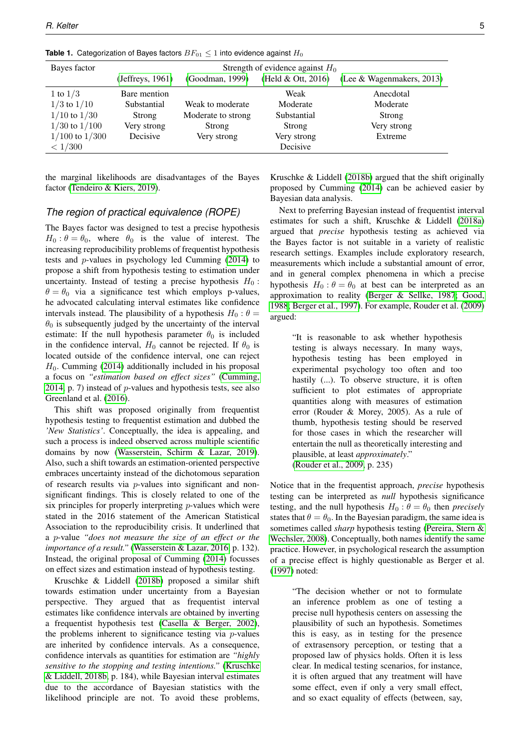**Table 1.** Categorization of Bayes factors $BF_{01} \leq 1$ into evidence against $H_0$

| Bayes factor | Strength of evidence against $H_0$ | | | |
|---|---|---|---|---|
| | (Jeffreys, 1961) | (Goodman, 1999) | (Held & Ott, 2016) | (Lee & Wagenmakers, 2013) |
| 1 to $1/3$ | Bare mention | | Weak | Anecdotal |
| $1/3$ to $1/10$ | Substantial | Weak to moderate | Moderate | Moderate |
| $1/10$ to $1/30$ | Strong | Moderate to strong | Substantial | Strong |
| $1/30$ to $1/100$ | Very strong | Strong | Strong | Very strong |
| $1/100$ to $1/300$ | Decisive | Very strong | Very strong | Extreme |
| $< 1/300$ | | | Decisive | |

the marginal likelihoods are disadvantages of the Bayes factor (Tendeiro & Kiers, 2019).

### The region of practical equivalence (ROPE)

The Bayes factor was designed to test a precise hypothesis $H_0 : \theta = \theta_0$, where $\theta_0$ is the value of interest. The increasing reproducibility problems of frequentist hypothesis tests and $p$-values in psychology led Cumming (2014) to propose a shift from hypothesis testing to estimation under uncertainty. Instead of testing a precise hypothesis $H_0 : \theta = \theta_0$ via a significance test which employs p-values, he advocated calculating interval estimates like confidence intervals instead. The plausibility of a hypothesis $H_0 : \theta = \theta_0$ is subsequently judged by the uncertainty of the interval estimate: If the null hypothesis parameter $\theta_0$ is included in the confidence interval, $H_0$ cannot be rejected. If $\theta_0$ is located outside of the confidence interval, one can reject $H_0$. Cumming (2014) additionally included in his proposal a focus on *"estimation based on effect sizes"* (Cumming, 2014, p. 7) instead of $p$-values and hypothesis tests, see also Greenland et al. (2016).

This shift was proposed originally from frequentist hypothesis testing to frequentist estimation and dubbed the *'New Statistics'*. Conceptually, the idea is appealing, and such a process is indeed observed across multiple scientific domains by now (Wasserstein, Schirm & Lazar, 2019). Also, such a shift towards an estimation-oriented perspective embraces uncertainty instead of the dichotomous separation of research results via $p$-values into significant and non-significant findings. This is closely related to one of the six principles for properly interpreting $p$-values which were stated in the 2016 statement of the American Statistical Association to the reproducibility crisis. It underlined that a $p$-value *"does not measure the size of an effect or the importance of a result."* (Wasserstein & Lazar, 2016, p. 132). Instead, the original proposal of Cumming (2014) focusses on effect sizes and estimation instead of hypothesis testing.

Kruschke & Liddell (2018b) proposed a similar shift towards estimation under uncertainty from a Bayesian perspective. They argued that as frequentist interval estimates like confidence intervals are obtained by inverting a frequentist hypothesis test (Casella & Berger, 2002), the problems inherent to significance testing via $p$-values are inherited by confidence intervals. As a consequence, confidence intervals as quantities for estimation are *"highly sensitive to the stopping and testing intentions."* (Kruschke & Liddell, 2018b, p. 184), while Bayesian interval estimates due to the accordance of Bayesian statistics with the likelihood principle are not. To avoid these problems, Kruschke & Liddell (2018b) argued that the shift originally proposed by Cumming (2014) can be achieved easier by Bayesian data analysis.

Next to preferring Bayesian instead of frequentist interval estimates for such a shift, Kruschke & Liddell (2018a) argued that *precise* hypothesis testing as achieved via the Bayes factor is not suitable in a variety of realistic research settings. Examples include exploratory research, measurements which include a substantial amount of error, and in general complex phenomena in which a precise hypothesis $H_0 : \theta = \theta_0$ at best can be interpreted as an approximation to reality (Berger & Sellke, 1987; Good, 1988; Berger et al., 1997). For example, Rouder et al. (2009) argued:

> "It is reasonable to ask whether hypothesis testing is always necessary. In many ways, hypothesis testing has been employed in experimental psychology too often and too hastily (...). To observe structure, it is often sufficient to plot estimates of appropriate quantities along with measures of estimation error (Rouder & Morey, 2005). As a rule of thumb, hypothesis testing should be reserved for those cases in which the researcher will entertain the null as theoretically interesting and plausible, at least *approximately*."
> (Rouder et al., 2009, p. 235)

Notice that in the frequentist approach, *precise* hypothesis testing can be interpreted as *null* hypothesis significance testing, and the null hypothesis $H_0 : \theta = \theta_0$ then *precisely* states that $\theta = \theta_0$. In the Bayesian paradigm, the same idea is sometimes called *sharp* hypothesis testing (Pereira, Stern & Wechsler, 2008). Conceptually, both names identify the same practice. However, in psychological research the assumption of a precise effect is highly questionable as Berger et al. (1997) noted:

> "The decision whether or not to formulate an inference problem as one of testing a precise null hypothesis centers on assessing the plausibility of such an hypothesis. Sometimes this is easy, as in testing for the presence of extrasensory perception, or testing that a proposed law of physics holds. Often it is less clear. In medical testing scenarios, for instance, it is often argued that any treatment will have some effect, even if only a very small effect, and so exact equality of effects (between, say,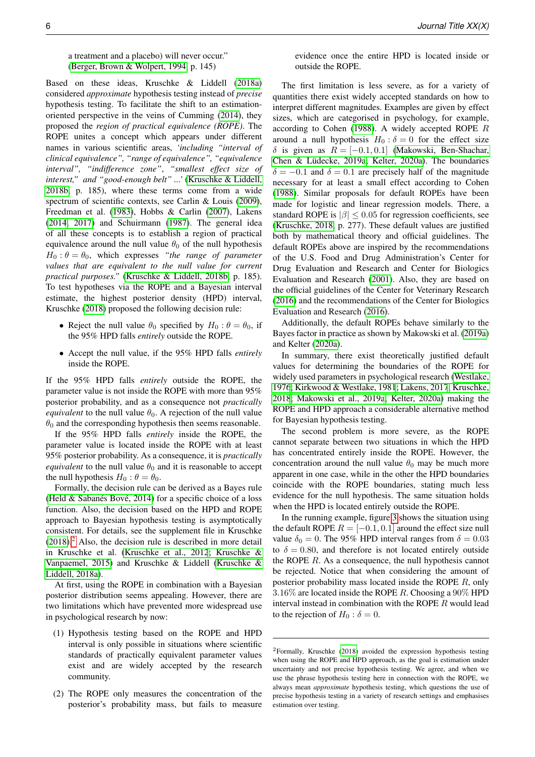a treatment and a placebo) will never occur." (Berger, Brown & Wolpert, 1994, p. 145)

Based on these ideas, Kruschke & Liddell (2018a) considered *approximate* hypothesis testing instead of *precise* hypothesis testing. To facilitate the shift to an estimation-oriented perspective in the veins of Cumming (2014), they proposed the *region of practical equivalence (ROPE)*. The ROPE unites a concept which appears under different names in various scientific areas, *'including "interval of clinical equivalence", "range of equivalence", "equivalence interval", "indifference zone", "smallest effect size of interest," and "good-enough belt" ...'* (Kruschke & Liddell, 2018b, p. 185), where these terms come from a wide spectrum of scientific contexts, see Carlin & Louis (2009), Freedman et al. (1983), Hobbs & Carlin (2007), Lakens (2014, 2017) and Schuirmann (1987). The general idea of all these concepts is to establish a region of practical equivalence around the null value $\theta_0$ of the null hypothesis $H_0 : \theta = \theta_0$, which expresses *"the range of parameter values that are equivalent to the null value for current practical purposes."* (Kruschke & Liddell, 2018b, p. 185). To test hypotheses via the ROPE and a Bayesian interval estimate, the highest posterior density (HPD) interval, Kruschke (2018) proposed the following decision rule:

- Reject the null value $\theta_0$ specified by $H_0 : \theta = \theta_0$, if the 95% HPD falls *entirely* outside the ROPE.
- Accept the null value, if the 95% HPD falls *entirely* inside the ROPE.

If the 95% HPD falls *entirely* outside the ROPE, the parameter value is not inside the ROPE with more than 95% posterior probability, and as a consequence not *practically equivalent* to the null value $\theta_0$. A rejection of the null value $\theta_0$ and the corresponding hypothesis then seems reasonable.

If the 95% HPD falls *entirely* inside the ROPE, the parameter value is located inside the ROPE with at least 95% posterior probability. As a consequence, it is *practically equivalent* to the null value $\theta_0$ and it is reasonable to accept the null hypothesis $H_0 : \theta = \theta_0$.

Formally, the decision rule can be derived as a Bayes rule (Held & Sabanés Bové, 2014) for a specific choice of a loss function. Also, the decision based on the HPD and ROPE approach to Bayesian hypothesis testing is asymptotically consistent. For details, see the supplement file in Kruschke (2018).[2] Also, the decision rule is described in more detail in Kruschke et al. (Kruschke et al., 2012; Kruschke & Vanpaemel, 2015) and Kruschke & Liddell (Kruschke & Liddell, 2018a).

At first, using the ROPE in combination with a Bayesian posterior distribution seems appealing. However, there are two limitations which have prevented more widespread use in psychological research by now:

(1) Hypothesis testing based on the ROPE and HPD interval is only possible in situations where scientific standards of practically equivalent parameter values exist and are widely accepted by the research community.

(2) The ROPE only measures the concentration of the posterior's probability mass, but fails to measure evidence once the entire HPD is located inside or outside the ROPE.

The first limitation is less severe, as for a variety of quantities there exist widely accepted standards on how to interpret different magnitudes. Examples are given by effect sizes, which are categorised in psychology, for example, according to Cohen (1988). A widely accepted ROPE $R$ around a null hypothesis $H_0 : \delta = 0$ for the effect size $\delta$ is given as $R = [-0.1, 0.1]$ (Makowski, Ben-Shachar, Chen & Lüdecke, 2019a; Kelter, 2020a). The boundaries $\delta = -0.1$ and $\delta = 0.1$ are precisely half of the magnitude necessary for at least a small effect according to Cohen (1988). Similar proposals for default ROPEs have been made for logistic and linear regression models. There, a standard ROPE is $|\beta| \leq 0.05$ for regression coefficients, see (Kruschke, 2018, p. 277). These default values are justified both by mathematical theory and official guidelines. The default ROPEs above are inspired by the recommendations of the U.S. Food and Drug Administration's Center for Drug Evaluation and Research and Center for Biologics Evaluation and Research (2001). Also, they are based on the official guidelines of the Center for Veterinary Research (2016) and the recommendations of the Center for Biologics Evaluation and Research (2016).

Additionally, the default ROPEs behave similarly to the Bayes factor in practice as shown by Makowski et al. (2019a) and Kelter (2020a).

In summary, there exist theoretically justified default values for determining the boundaries of the ROPE for widely used parameters in psychological research (Westlake, 1976; Kirkwood & Westlake, 1981; Lakens, 2017; Kruschke, 2018; Makowski et al., 2019a; Kelter, 2020a) making the ROPE and HPD approach a considerable alternative method for Bayesian hypothesis testing.

The second problem is more severe, as the ROPE cannot separate between two situations in which the HPD has concentrated entirely inside the ROPE. However, the concentration around the null value $\theta_0$ may be much more apparent in one case, while in the other the HPD boundaries coincide with the ROPE boundaries, stating much less evidence for the null hypothesis. The same situation holds when the HPD is located entirely outside the ROPE.

In the running example, figure 3 shows the situation using the default ROPE $R = [-0.1, 0.1]$ around the effect size null value $\delta_0 = 0$. The 95% HPD interval ranges from $\delta = 0.03$ to $\delta = 0.80$, and therefore is not located entirely outside the ROPE $R$. As a consequence, the null hypothesis cannot be rejected. Notice that when considering the amount of posterior probability mass located inside the ROPE $R$, only $3.16\%$ are located inside the ROPE $R$. Choosing a $90\%$ HPD interval instead in combination with the ROPE $R$ would lead to the rejection of $H_0 : \delta = 0$.

---

[2] Formally, Kruschke (2018) avoided the expression hypothesis testing when using the ROPE and HPD approach, as the goal is estimation under uncertainty and not precise hypothesis testing. We agree, and when we use the phrase hypothesis testing here in connection with the ROPE, we always mean *approximate* hypothesis testing, which questions the use of precise hypothesis testing in a variety of research settings and emphasises estimation over testing.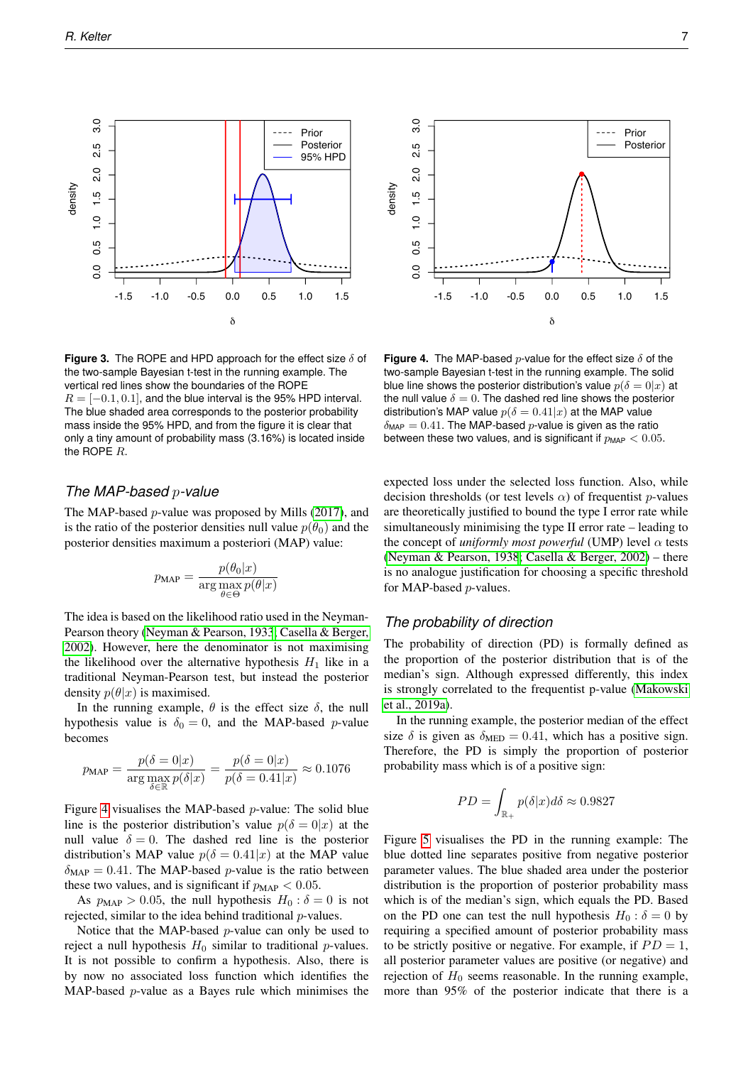**Figure 3.** The ROPE and HPD approach for the effect size $\delta$ of the two-sample Bayesian t-test in the running example. The vertical red lines show the boundaries of the ROPE $R = [-0.1, 0.1]$, and the blue interval is the 95% HPD interval. The blue shaded area corresponds to the posterior probability mass inside the 95% HPD, and from the figure it is clear that only a tiny amount of probability mass (3.16%) is located inside the ROPE $R$.

**Figure 4.** The MAP-based $p$-value for the effect size $\delta$ of the two-sample Bayesian t-test in the running example. The solid blue line shows the posterior distribution's value $p(\delta = 0|x)$ at the null value $\delta = 0$. The dashed red line shows the posterior distribution's MAP value $p(\delta = 0.41|x)$ at the MAP value $\delta_{\text{MAP}} = 0.41$. The MAP-based $p$-value is given as the ratio between these two values, and is significant if $p_{\text{MAP}} < 0.05$.

### *The MAP-based $p$-value*

The MAP-based $p$-value was proposed by Mills (2017), and is the ratio of the posterior densities null value $p(\theta_0)$ and the posterior densities maximum a posteriori (MAP) value:

$$p_{\text{MAP}} = \frac{p(\theta_0|x)}{\arg\max_{\theta \in \Theta} p(\theta|x)}$$

The idea is based on the likelihood ratio used in the Neyman-Pearson theory (Neyman & Pearson, 1933; Casella & Berger, 2002). However, here the denominator is not maximising the likelihood over the alternative hypothesis $H_1$ like in a traditional Neyman-Pearson test, but instead the posterior density $p(\theta|x)$ is maximised.

In the running example, $\theta$ is the effect size $\delta$, the null hypothesis value is $\delta_0 = 0$, and the MAP-based $p$-value becomes

$$p_{\text{MAP}} = \frac{p(\delta = 0|x)}{\arg\max_{\delta \in \mathbb{R}} p(\delta|x)} = \frac{p(\delta = 0|x)}{p(\delta = 0.41|x)} \approx 0.1076$$

Figure 4 visualises the MAP-based $p$-value: The solid blue line is the posterior distribution's value $p(\delta = 0|x)$ at the null value $\delta = 0$. The dashed red line is the posterior distribution's MAP value $p(\delta = 0.41|x)$ at the MAP value $\delta_{\text{MAP}} = 0.41$. The MAP-based $p$-value is the ratio between these two values, and is significant if $p_{\text{MAP}} < 0.05$.

As $p_{\text{MAP}} > 0.05$, the null hypothesis $H_0 : \delta = 0$ is not rejected, similar to the idea behind traditional $p$-values.

Notice that the MAP-based $p$-value can only be used to reject a null hypothesis $H_0$ similar to traditional $p$-values. It is not possible to confirm a hypothesis. Also, there is by now no associated loss function which identifies the MAP-based $p$-value as a Bayes rule which minimises the expected loss under the selected loss function. Also, while decision thresholds (or test levels $\alpha$) of frequentist $p$-values are theoretically justified to bound the type I error rate while simultaneously minimising the type II error rate – leading to the concept of *uniformly most powerful* (UMP) level $\alpha$ tests (Neyman & Pearson, 1938; Casella & Berger, 2002) – there is no analogue justification for choosing a specific threshold for MAP-based $p$-values.

### *The probability of direction*

The probability of direction (PD) is formally defined as the proportion of the posterior distribution that is of the median's sign. Although expressed differently, this index is strongly correlated to the frequentist p-value (Makowski et al., 2019a).

In the running example, the posterior median of the effect size $\delta$ is given as $\delta_{\text{MED}} = 0.41$, which has a positive sign. Therefore, the PD is simply the proportion of posterior probability mass which is of a positive sign:

$$PD = \int_{\mathbb{R}_+} p(\delta|x) d\delta \approx 0.9827$$

Figure 5 visualises the PD in the running example: The blue dotted line separates positive from negative posterior parameter values. The blue shaded area under the posterior distribution is the proportion of posterior probability mass which is of the median's sign, which equals the PD. Based on the PD one can test the null hypothesis $H_0 : \delta = 0$ by requiring a specified amount of posterior probability mass to be strictly positive or negative. For example, if $PD = 1$, all posterior parameter values are positive (or negative) and rejection of $H_0$ seems reasonable. In the running example, more than 95% of the posterior indicate that there is a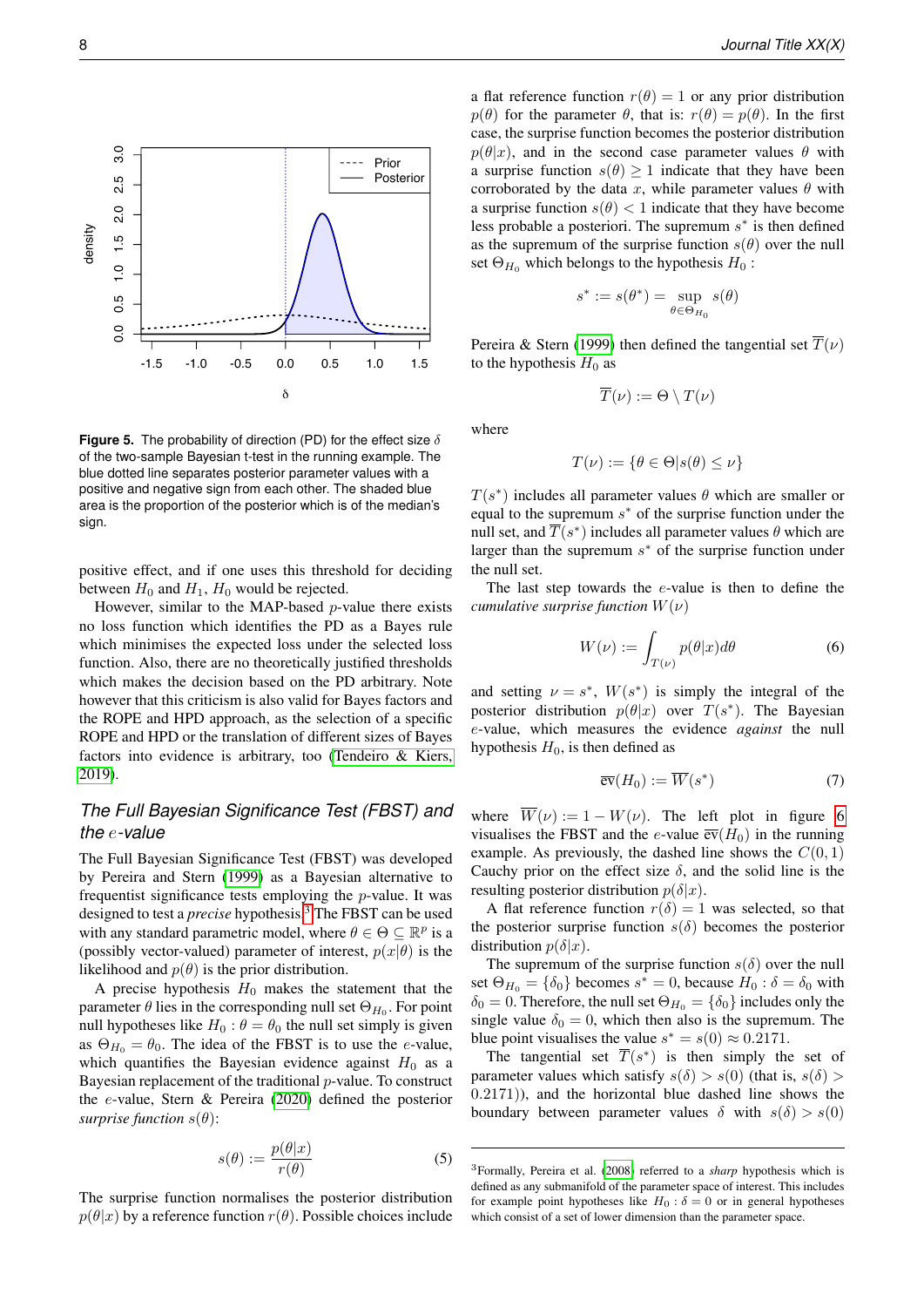**Figure 5.** The probability of direction (PD) for the effect size $\delta$ of the two-sample Bayesian t-test in the running example. The blue dotted line separates posterior parameter values with a positive and negative sign from each other. The shaded blue area is the proportion of the posterior which is of the median's sign.

positive effect, and if one uses this threshold for deciding between $H_0$ and $H_1$, $H_0$ would be rejected.

However, similar to the MAP-based $p$-value there exists no loss function which identifies the PD as a Bayes rule which minimises the expected loss under the selected loss function. Also, there are no theoretically justified thresholds which makes the decision based on the PD arbitrary. Note however that this criticism is also valid for Bayes factors and the ROPE and HPD approach, as the selection of a specific ROPE and HPD or the translation of different sizes of Bayes factors into evidence is arbitrary, too (Tendeiro & Kiers, 2019).

## The Full Bayesian Significance Test (FBST) and the $e$-value

The Full Bayesian Significance Test (FBST) was developed by Pereira and Stern (1999) as a Bayesian alternative to frequentist significance tests employing the $p$-value. It was designed to test a *precise* hypothesis.[3] The FBST can be used with any standard parametric model, where $\theta \in \Theta \subseteq \mathbb{R}^p$ is a (possibly vector-valued) parameter of interest, $p(x|\theta)$ is the likelihood and $p(\theta)$ is the prior distribution.

A precise hypothesis $H_0$ makes the statement that the parameter $\theta$ lies in the corresponding null set $\Theta_{H_0}$. For point null hypotheses like $H_0 : \theta = \theta_0$ the null set simply is given as $\Theta_{H_0} = \theta_0$. The idea of the FBST is to use the $e$-value, which quantifies the Bayesian evidence against $H_0$ as a Bayesian replacement of the traditional $p$-value. To construct the $e$-value, Stern & Pereira (2020) defined the posterior *surprise function* $s(\theta)$:

$$s(\theta) := \frac{p(\theta|x)}{r(\theta)} \tag{5}$$

The surprise function normalises the posterior distribution $p(\theta|x)$ by a reference function $r(\theta)$. Possible choices include a flat reference function $r(\theta) = 1$ or any prior distribution $p(\theta)$ for the parameter $\theta$, that is: $r(\theta) = p(\theta)$. In the first case, the surprise function becomes the posterior distribution $p(\theta|x)$, and in the second case parameter values $\theta$ with a surprise function $s(\theta) \geq 1$ indicate that they have been corroborated by the data $x$, while parameter values $\theta$ with a surprise function $s(\theta) < 1$ indicate that they have become less probable a posteriori. The supremum $s^*$ is then defined as the supremum of the surprise function $s(\theta)$ over the null set $\Theta_{H_0}$ which belongs to the hypothesis $H_0$ :

$$s^* := s(\theta^*) = \sup_{\theta \in \Theta_{H_0}} s(\theta)$$

Pereira & Stern (1999) then defined the tangential set $\overline{T}(\nu)$ to the hypothesis $H_0$ as

$$\overline{T}(\nu) := \Theta \setminus T(\nu)$$

where

$$T(\nu) := \{\theta \in \Theta | s(\theta) \leq \nu\}$$

$T(s^*)$ includes all parameter values $\theta$ which are smaller or equal to the supremum $s^*$ of the surprise function under the null set, and $\overline{T}(s^*)$ includes all parameter values $\theta$ which are larger than the supremum $s^*$ of the surprise function under the null set.

The last step towards the $e$-value is then to define the *cumulative surprise function* $W(\nu)$

$$W(\nu) := \int_{T(\nu)} p(\theta|x) d\theta \tag{6}$$

and setting $\nu = s^*$, $W(s^*)$ is simply the integral of the posterior distribution $p(\theta|x)$ over $T(s^*)$. The Bayesian $e$-value, which measures the evidence *against* the null hypothesis $H_0$, is then defined as

$$\overline{\text{ev}}(H_0) := \overline{W}(s^*) \tag{7}$$

where $\overline{W}(\nu) := 1 - W(\nu)$. The left plot in figure 6 visualises the FBST and the $e$-value $\overline{\text{ev}}(H_0)$ in the running example. As previously, the dashed line shows the $C(0, 1)$ Cauchy prior on the effect size $\delta$, and the solid line is the resulting posterior distribution $p(\delta|x)$.

A flat reference function $r(\delta) = 1$ was selected, so that the posterior surprise function $s(\delta)$ becomes the posterior distribution $p(\delta|x)$.

The supremum of the surprise function $s(\delta)$ over the null set $\Theta_{H_0} = \{\delta_0\}$ becomes $s^* = 0$, because $H_0 : \delta = \delta_0$ with $\delta_0 = 0$. Therefore, the null set $\Theta_{H_0} = \{\delta_0\}$ includes only the single value $\delta_0 = 0$, which then also is the supremum. The blue point visualises the value $s^* = s(0) \approx 0.2171$.

The tangential set $\overline{T}(s^*)$ is then simply the set of parameter values which satisfy $s(\delta) > s(0)$ (that is, $s(\delta) > 0.2171$), and the horizontal blue dashed line shows the boundary between parameter values $\delta$ with $s(\delta) > s(0)$

[3] Formally, Pereira et al. (2008) referred to a *sharp* hypothesis which is defined as any submanifold of the parameter space of interest. This includes for example point hypotheses like $H_0 : \delta = 0$ or in general hypotheses which consist of a set of lower dimension than the parameter space.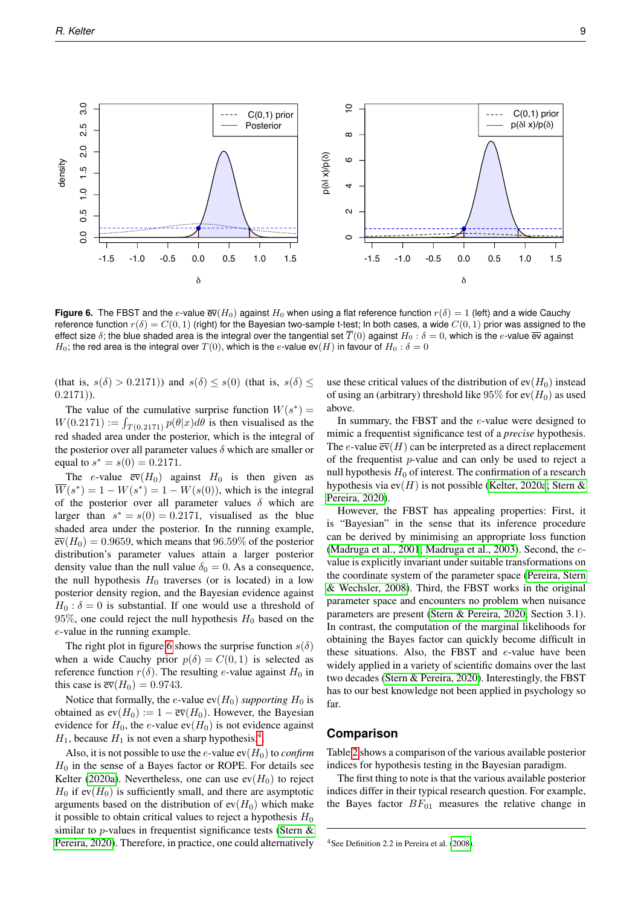**Figure 6.** The FBST and the $e$-value $\overline{\text{ev}}(H_0)$ against $H_0$ when using a flat reference function $r(\delta) = 1$ (left) and a wide Cauchy reference function $r(\delta) = C(0,1)$ (right) for the Bayesian two-sample t-test; In both cases, a wide $C(0,1)$ prior was assigned to the effect size $\delta$; the blue shaded area is the integral over the tangential set $\overline{T}(0)$ against $H_0 : \delta = 0$, which is the $e$-value $\overline{\text{ev}}$ against $H_0$; the red area is the integral over $T(0)$, which is the $e$-value $\text{ev}(H)$ in favour of $H_0 : \delta = 0$

(that is, $s(\delta) > 0.2171$)) and $s(\delta) \leq s(0)$ (that is, $s(\delta) \leq 0.2171$)).

The value of the cumulative surprise function $W(s^*) = W(0.2171) := \int_{T(0.2171)} p(\theta|x)d\theta$ is then visualised as the red shaded area under the posterior, which is the integral of the posterior over all parameter values $\delta$ which are smaller or equal to $s^* = s(0) = 0.2171$.

The $e$-value $\overline{\text{ev}}(H_0)$ against $H_0$ is then given as $\overline{W}(s^*) = 1 - W(s^*) = 1 - W(s(0))$, which is the integral of the posterior over all parameter values $\delta$ which are larger than $s^* = s(0) = 0.2171$, visualised as the blue shaded area under the posterior. In the running example, $\overline{\text{ev}}(H_0) = 0.9659$, which means that $96.59\%$ of the posterior distribution's parameter values attain a larger posterior density value than the null value $\delta_0 = 0$. As a consequence, the null hypothesis $H_0$ traverses (or is located) in a low posterior density region, and the Bayesian evidence against $H_0 : \delta = 0$ is substantial. If one would use a threshold of $95\%$, one could reject the null hypothesis $H_0$ based on the $e$-value in the running example.

The right plot in figure 6 shows the surprise function $s(\delta)$ when a wide Cauchy prior $p(\delta) = C(0,1)$ is selected as reference function $r(\delta)$. The resulting $e$-value against $H_0$ in this case is $\overline{\text{ev}}(H_0) = 0.9743$.

Notice that formally, the $e$-value $\text{ev}(H_0)$ *supporting* $H_0$ is obtained as $\text{ev}(H_0) := 1 - \overline{\text{ev}}(H_0)$. However, the Bayesian evidence for $H_0$, the $e$-value $\text{ev}(H_0)$ is not evidence against $H_1$, because $H_1$ is not even a sharp hypothesis.[4]

Also, it is not possible to use the $e$-value $\text{ev}(H_0)$ to *confirm* $H_0$ in the sense of a Bayes factor or ROPE. For details see Kelter (2020a). Nevertheless, one can use $\text{ev}(H_0)$ to reject $H_0$ if $\text{ev}(H_0)$ is sufficiently small, and there are asymptotic arguments based on the distribution of $\text{ev}(H_0)$ which make it possible to obtain critical values to reject a hypothesis $H_0$ similar to $p$-values in frequentist significance tests (Stern & Pereira, 2020). Therefore, in practice, one could alternatively use these critical values of the distribution of $\text{ev}(H_0)$ instead of using an (arbitrary) threshold like $95\%$ for $\text{ev}(H_0)$ as used above.

In summary, the FBST and the $e$-value were designed to mimic a frequentist significance test of a *precise* hypothesis. The $e$-value $\overline{\text{ev}}(H)$ can be interpreted as a direct replacement of the frequentist $p$-value and can only be used to reject a null hypothesis $H_0$ of interest. The confirmation of a research hypothesis via $\text{ev}(H)$ is not possible (Kelter, 2020a; Stern & Pereira, 2020).

However, the FBST has appealing properties: First, it is "Bayesian" in the sense that its inference procedure can be derived by minimising an appropriate loss function (Madruga et al., 2001; Madruga et al., 2003). Second, the $e$-value is explicitly invariant under suitable transformations on the coordinate system of the parameter space (Pereira, Stern & Wechsler, 2008). Third, the FBST works in the original parameter space and encounters no problem when nuisance parameters are present (Stern & Pereira, 2020, Section 3.1). In contrast, the computation of the marginal likelihoods for obtaining the Bayes factor can quickly become difficult in these situations. Also, the FBST and $e$-value have been widely applied in a variety of scientific domains over the last two decades (Stern & Pereira, 2020). Interestingly, the FBST has to our best knowledge not been applied in psychology so far.

## Comparison

Table 2 shows a comparison of the various available posterior indices for hypothesis testing in the Bayesian paradigm.

The first thing to note is that the various available posterior indices differ in their typical research question. For example, the Bayes factor $BF_{01}$ measures the relative change in

[4] See Definition 2.2 in Pereira et al. (2008).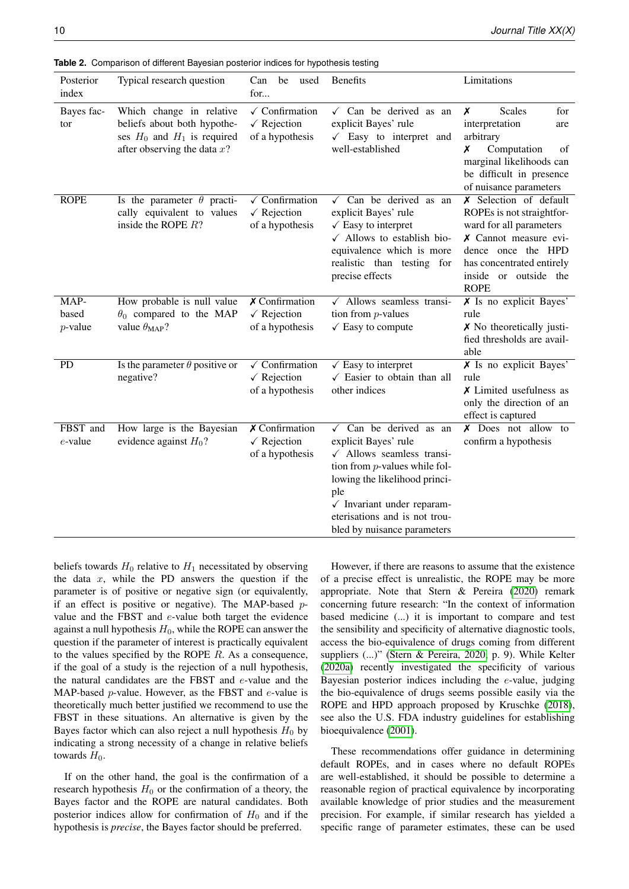**Table 2.** Comparison of different Bayesian posterior indices for hypothesis testing

| Posterior index | Typical research question | Can be used for... | Benefits | Limitations |
|---|---|---|---|---|
| Bayes factor | Which change in relative beliefs about both hypotheses $H_0$ and $H_1$ is required after observing the data $x$? | ✓ Confirmation<br>✓ Rejection of a hypothesis | ✓ Can be derived as an explicit Bayes' rule<br>✓ Easy to interpret and well-established | ✗ Scales for interpretation are arbitrary<br>✗ Computation of marginal likelihoods can be difficult in presence of nuisance parameters |
| ROPE | Is the parameter $\theta$ practically equivalent to values inside the ROPE $R$? | ✓ Confirmation<br>✓ Rejection of a hypothesis | ✓ Can be derived as an explicit Bayes' rule<br>✓ Easy to interpret<br>✓ Allows to establish bioequivalence which is more realistic than testing for precise effects | ✗ Selection of default ROPEs is not straightforward for all parameters<br>✗ Cannot measure evidence once the HPD has concentrated entirely inside or outside the ROPE |
| MAP-based $p$-value | How probable is null value $\theta_0$ compared to the MAP value $\theta_{\text{MAP}}$? | ✗ Confirmation<br>✓ Rejection of a hypothesis | ✓ Allows seamless transition from $p$-values<br>✓ Easy to compute | ✗ Is no explicit Bayes' rule<br>✗ No theoretically justified thresholds are available |
| PD | Is the parameter $\theta$ positive or negative? | ✓ Confirmation<br>✓ Rejection of a hypothesis | ✓ Easy to interpret<br>✓ Easier to obtain than all other indices | ✗ Is no explicit Bayes' rule<br>✗ Limited usefulness as only the direction of an effect is captured |
| FBST and $e$-value | How large is the Bayesian evidence against $H_0$? | ✗ Confirmation<br>✓ Rejection of a hypothesis | ✓ Can be derived as an explicit Bayes' rule<br>✓ Allows seamless transition from $p$-values while following the likelihood principle<br>✓ Invariant under reparameterisations and is not troubled by nuisance parameters | ✗ Does not allow to confirm a hypothesis |

beliefs towards $H_0$ relative to $H_1$ necessitated by observing the data $x$, while the PD answers the question if the parameter is of positive or negative sign (or equivalently, if an effect is positive or negative). The MAP-based $p$-value and the FBST and $e$-value both target the evidence against a null hypothesis $H_0$, while the ROPE can answer the question if the parameter of interest is practically equivalent to the values specified by the ROPE $R$. As a consequence, if the goal of a study is the rejection of a null hypothesis, the natural candidates are the FBST and $e$-value and the MAP-based $p$-value. However, as the FBST and $e$-value is theoretically much better justified we recommend to use the FBST in these situations. An alternative is given by the Bayes factor which can also reject a null hypothesis $H_0$ by indicating a strong necessity of a change in relative beliefs towards $H_0$.

If on the other hand, the goal is the confirmation of a research hypothesis $H_0$ or the confirmation of a theory, the Bayes factor and the ROPE are natural candidates. Both posterior indices allow for confirmation of $H_0$ and if the hypothesis is *precise*, the Bayes factor should be preferred.

However, if there are reasons to assume that the existence of a precise effect is unrealistic, the ROPE may be more appropriate. Note that Stern & Pereira (2020) remark concerning future research: "In the context of information based medicine (...) it is important to compare and test the sensibility and specificity of alternative diagnostic tools, access the bio-equivalence of drugs coming from different suppliers (...)" (Stern & Pereira, 2020, p. 9). While Kelter (2020a) recently investigated the specificity of various Bayesian posterior indices including the $e$-value, judging the bio-equivalence of drugs seems possible easily via the ROPE and HPD approach proposed by Kruschke (2018), see also the U.S. FDA industry guidelines for establishing bioequivalence (2001).

These recommendations offer guidance in determining default ROPEs, and in cases where no default ROPEs are well-established, it should be possible to determine a reasonable region of practical equivalence by incorporating available knowledge of prior studies and the measurement precision. For example, if similar research has yielded a specific range of parameter estimates, these can be used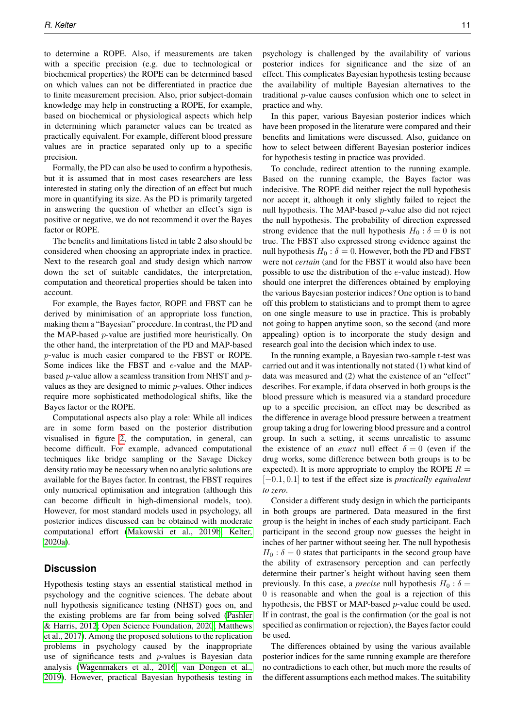to determine a ROPE. Also, if measurements are taken with a specific precision (e.g. due to technological or biochemical properties) the ROPE can be determined based on which values can not be differentiated in practice due to finite measurement precision. Also, prior subject-domain knowledge may help in constructing a ROPE, for example, based on biochemical or physiological aspects which help in determining which parameter values can be treated as practically equivalent. For example, different blood pressure values are in practice separated only up to a specific precision.

Formally, the PD can also be used to confirm a hypothesis, but it is assumed that in most cases researchers are less interested in stating only the direction of an effect but much more in quantifying its size. As the PD is primarily targeted in answering the question of whether an effect's sign is positive or negative, we do not recommend it over the Bayes factor or ROPE.

The benefits and limitations listed in table 2 also should be considered when choosing an appropriate index in practice. Next to the research goal and study design which narrow down the set of suitable candidates, the interpretation, computation and theoretical properties should be taken into account.

For example, the Bayes factor, ROPE and FBST can be derived by minimisation of an appropriate loss function, making them a "Bayesian" procedure. In contrast, the PD and the MAP-based $p$-value are justified more heuristically. On the other hand, the interpretation of the PD and MAP-based $p$-value is much easier compared to the FBST or ROPE. Some indices like the FBST and $e$-value and the MAP-based $p$-value allow a seamless transition from NHST and $p$-values as they are designed to mimic $p$-values. Other indices require more sophisticated methodological shifts, like the Bayes factor or the ROPE.

Computational aspects also play a role: While all indices are in some form based on the posterior distribution visualised in figure 2, the computation, in general, can become difficult. For example, advanced computational techniques like bridge sampling or the Savage Dickey density ratio may be necessary when no analytic solutions are available for the Bayes factor. In contrast, the FBST requires only numerical optimisation and integration (although this can become difficult in high-dimensional models, too). However, for most standard models used in psychology, all posterior indices discussed can be obtained with moderate computational effort (Makowski et al., 2019b; Kelter, 2020a).

## Discussion

Hypothesis testing stays an essential statistical method in psychology and the cognitive sciences. The debate about null hypothesis significance testing (NHST) goes on, and the existing problems are far from being solved (Pashler & Harris, 2012; Open Science Foundation, 2020; Matthews et al., 2017). Among the proposed solutions to the replication problems in psychology caused by the inappropriate use of significance tests and $p$-values is Bayesian data analysis (Wagenmakers et al., 2016; van Dongen et al., 2019). However, practical Bayesian hypothesis testing in psychology is challenged by the availability of various posterior indices for significance and the size of an effect. This complicates Bayesian hypothesis testing because the availability of multiple Bayesian alternatives to the traditional $p$-value causes confusion which one to select in practice and why.

In this paper, various Bayesian posterior indices which have been proposed in the literature were compared and their benefits and limitations were discussed. Also, guidance on how to select between different Bayesian posterior indices for hypothesis testing in practice was provided.

To conclude, redirect attention to the running example. Based on the running example, the Bayes factor was indecisive. The ROPE did neither reject the null hypothesis nor accept it, although it only slightly failed to reject the null hypothesis. The MAP-based $p$-value also did not reject the null hypothesis. The probability of direction expressed strong evidence that the null hypothesis $H_0 : \delta = 0$ is not true. The FBST also expressed strong evidence against the null hypothesis $H_0 : \delta = 0$. However, both the PD and FBST were not *certain* (and for the FBST it would also have been possible to use the distribution of the $e$-value instead). How should one interpret the differences obtained by employing the various Bayesian posterior indices? One option is to hand off this problem to statisticians and to prompt them to agree on one single measure to use in practice. This is probably not going to happen anytime soon, so the second (and more appealing) option is to incorporate the study design and research goal into the decision which index to use.

In the running example, a Bayesian two-sample t-test was carried out and it was intentionally not stated (1) what kind of data was measured and (2) what the existence of an "effect" describes. For example, if data observed in both groups is the blood pressure which is measured via a standard procedure up to a specific precision, an effect may be described as the difference in average blood pressure between a treatment group taking a drug for lowering blood pressure and a control group. In such a setting, it seems unrealistic to assume the existence of an *exact* null effect $\delta = 0$ (even if the drug works, some difference between both groups is to be expected). It is more appropriate to employ the ROPE $R = [-0.1, 0.1]$ to test if the effect size is *practically equivalent to zero*.

Consider a different study design in which the participants in both groups are partnered. Data measured in the first group is the height in inches of each study participant. Each participant in the second group now guesses the height in inches of her partner without seeing her. The null hypothesis $H_0 : \delta = 0$ states that participants in the second group have the ability of extrasensory perception and can perfectly determine their partner's height without having seen them previously. In this case, a *precise* null hypothesis $H_0 : \delta = 0$ is reasonable and when the goal is a rejection of this hypothesis, the FBST or MAP-based $p$-value could be used. If in contrast, the goal is the confirmation (or the goal is not specified as confirmation or rejection), the Bayes factor could be used.

The differences obtained by using the various available posterior indices for the same running example are therefore no contradictions to each other, but much more the results of the different assumptions each method makes. The suitability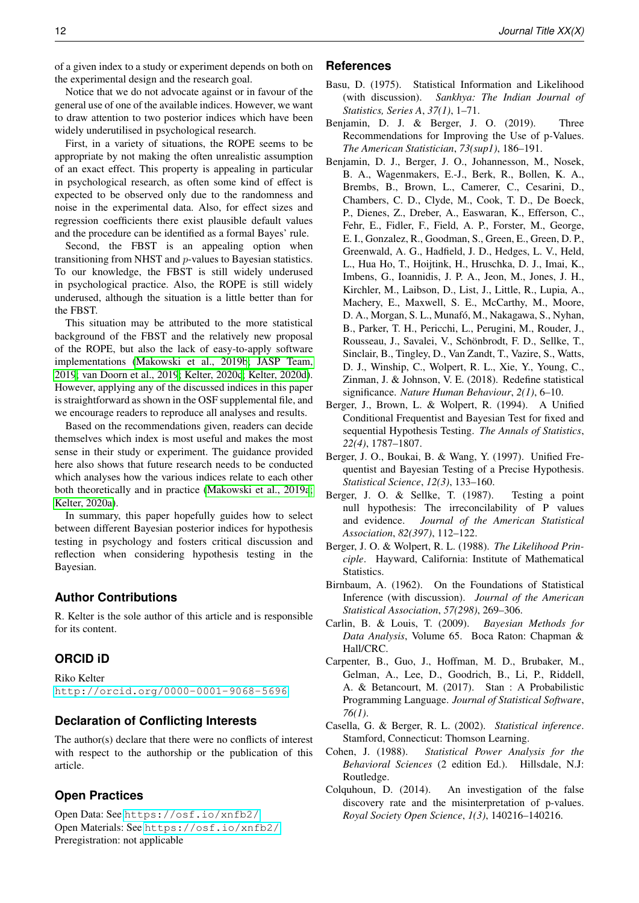of a given index to a study or experiment depends on both on the experimental design and the research goal.

Notice that we do not advocate against or in favour of the general use of one of the available indices. However, we want to draw attention to two posterior indices which have been widely underutilised in psychological research.

First, in a variety of situations, the ROPE seems to be appropriate by not making the often unrealistic assumption of an exact effect. This property is appealing in particular in psychological research, as often some kind of effect is expected to be observed only due to the randomness and noise in the experimental data. Also, for effect sizes and regression coefficients there exist plausible default values and the procedure can be identified as a formal Bayes' rule.

Second, the FBST is an appealing option when transitioning from NHST and $p$-values to Bayesian statistics. To our knowledge, the FBST is still widely underused in psychological practice. Also, the ROPE is still widely underused, although the situation is a little better than for the FBST.

This situation may be attributed to the more statistical background of the FBST and the relatively new proposal of the ROPE, but also the lack of easy-to-apply software implementations (Makowski et al., 2019b; JASP Team, 2019; van Doorn et al., 2019; Kelter, 2020c; Kelter, 2020d). However, applying any of the discussed indices in this paper is straightforward as shown in the OSF supplemental file, and we encourage readers to reproduce all analyses and results.

Based on the recommendations given, readers can decide themselves which index is most useful and makes the most sense in their study or experiment. The guidance provided here also shows that future research needs to be conducted which analyses how the various indices relate to each other both theoretically and in practice (Makowski et al., 2019a; Kelter, 2020a).

In summary, this paper hopefully guides how to select between different Bayesian posterior indices for hypothesis testing in psychology and fosters critical discussion and reflection when considering hypothesis testing in the Bayesian.

## Author Contributions

R. Kelter is the sole author of this article and is responsible for its content.

## ORCID iD

Riko Kelter
http://orcid.org/0000-0001-9068-5696

## Declaration of Conflicting Interests

The author(s) declare that there were no conflicts of interest with respect to the authorship or the publication of this article.

## Open Practices

Open Data: See https://osf.io/xnfb2/
Open Materials: See https://osf.io/xnfb2/
Preregistration: not applicable

## References

Basu, D. (1975). Statistical Information and Likelihood (with discussion). *Sankhya: The Indian Journal of Statistics, Series A*, *37(1)*, 1–71.

Benjamin, D. J. & Berger, J. O. (2019). Three Recommendations for Improving the Use of p-Values. *The American Statistician*, *73(sup1)*, 186–191.

Benjamin, D. J., Berger, J. O., Johannesson, M., Nosek, B. A., Wagenmakers, E.-J., Berk, R., Bollen, K. A., Brembs, B., Brown, L., Camerer, C., Cesarini, D., Chambers, C. D., Clyde, M., Cook, T. D., De Boeck, P., Dienes, Z., Dreber, A., Easwaran, K., Efferson, C., Fehr, E., Fidler, F., Field, A. P., Forster, M., George, E. I., Gonzalez, R., Goodman, S., Green, E., Green, D. P., Greenwald, A. G., Hadfield, J. D., Hedges, L. V., Held, L., Hua Ho, T., Hoijtink, H., Hruschka, D. J., Imai, K., Imbens, G., Ioannidis, J. P. A., Jeon, M., Jones, J. H., Kirchler, M., Laibson, D., List, J., Little, R., Lupia, A., Machery, E., Maxwell, S. E., McCarthy, M., Moore, D. A., Morgan, S. L., Munafó, M., Nakagawa, S., Nyhan, B., Parker, T. H., Pericchi, L., Perugini, M., Rouder, J., Rousseau, J., Savalei, V., Schönbrodt, F. D., Sellke, T., Sinclair, B., Tingley, D., Van Zandt, T., Vazire, S., Watts, D. J., Winship, C., Wolpert, R. L., Xie, Y., Young, C., Zinman, J. & Johnson, V. E. (2018). Redefine statistical significance. *Nature Human Behaviour*, *2(1)*, 6–10.

Berger, J., Brown, L. & Wolpert, R. (1994). A Unified Conditional Frequentist and Bayesian Test for fixed and sequential Hypothesis Testing. *The Annals of Statistics*, *22(4)*, 1787–1807.

Berger, J. O., Boukai, B. & Wang, Y. (1997). Unified Frequentist and Bayesian Testing of a Precise Hypothesis. *Statistical Science*, *12(3)*, 133–160.

Berger, J. O. & Sellke, T. (1987). Testing a point null hypothesis: The irreconcilability of P values and evidence. *Journal of the American Statistical Association*, *82(397)*, 112–122.

Berger, J. O. & Wolpert, R. L. (1988). *The Likelihood Principle*. Hayward, California: Institute of Mathematical Statistics.

Birnbaum, A. (1962). On the Foundations of Statistical Inference (with discussion). *Journal of the American Statistical Association*, *57(298)*, 269–306.

Carlin, B. & Louis, T. (2009). *Bayesian Methods for Data Analysis*, Volume 65. Boca Raton: Chapman & Hall/CRC.

Carpenter, B., Guo, J., Hoffman, M. D., Brubaker, M., Gelman, A., Lee, D., Goodrich, B., Li, P., Riddell, A. & Betancourt, M. (2017). Stan : A Probabilistic Programming Language. *Journal of Statistical Software*, *76(1)*.

Casella, G. & Berger, R. L. (2002). *Statistical inference*. Stamford, Connecticut: Thomson Learning.

Cohen, J. (1988). *Statistical Power Analysis for the Behavioral Sciences* (2 edition Ed.). Hillsdale, N.J: Routledge.

Colquhoun, D. (2014). An investigation of the false discovery rate and the misinterpretation of p-values. *Royal Society Open Science*, *1(3)*, 140216–140216.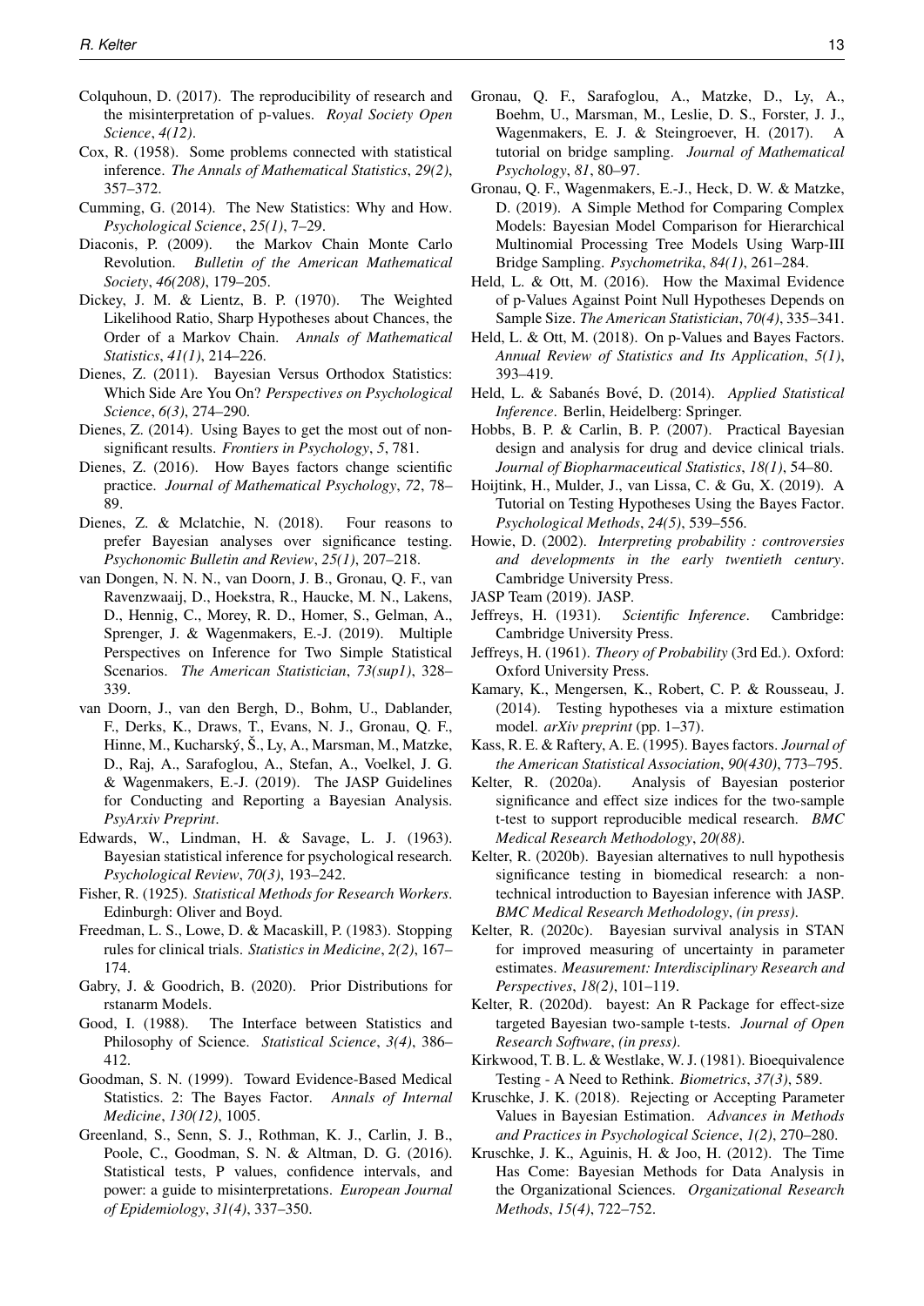Colquhoun, D. (2017). The reproducibility of research and the misinterpretation of p-values. *Royal Society Open Science*, *4(12)*.

Cox, R. (1958). Some problems connected with statistical inference. *The Annals of Mathematical Statistics*, *29(2)*, 357–372.

Cumming, G. (2014). The New Statistics: Why and How. *Psychological Science*, *25(1)*, 7–29.

Diaconis, P. (2009). the Markov Chain Monte Carlo Revolution. *Bulletin of the American Mathematical Society*, *46(208)*, 179–205.

Dickey, J. M. & Lientz, B. P. (1970). The Weighted Likelihood Ratio, Sharp Hypotheses about Chances, the Order of a Markov Chain. *Annals of Mathematical Statistics*, *41(1)*, 214–226.

Dienes, Z. (2011). Bayesian Versus Orthodox Statistics: Which Side Are You On? *Perspectives on Psychological Science*, *6(3)*, 274–290.

Dienes, Z. (2014). Using Bayes to get the most out of non-significant results. *Frontiers in Psychology*, *5*, 781.

Dienes, Z. (2016). How Bayes factors change scientific practice. *Journal of Mathematical Psychology*, *72*, 78–89.

Dienes, Z. & Mclatchie, N. (2018). Four reasons to prefer Bayesian analyses over significance testing. *Psychonomic Bulletin and Review*, *25(1)*, 207–218.

van Dongen, N. N. N., van Doorn, J. B., Gronau, Q. F., van Ravenzwaaij, D., Hoekstra, R., Haucke, M. N., Lakens, D., Hennig, C., Morey, R. D., Homer, S., Gelman, A., Sprenger, J. & Wagenmakers, E.-J. (2019). Multiple Perspectives on Inference for Two Simple Statistical Scenarios. *The American Statistician*, *73(sup1)*, 328–339.

van Doorn, J., van den Bergh, D., Bohm, U., Dablander, F., Derks, K., Draws, T., Evans, N. J., Gronau, Q. F., Hinne, M., Kucharský, Š., Ly, A., Marsman, M., Matzke, D., Raj, A., Sarafoglou, A., Stefan, A., Voelkel, J. G. & Wagenmakers, E.-J. (2019). The JASP Guidelines for Conducting and Reporting a Bayesian Analysis. *PsyArxiv Preprint*.

Edwards, W., Lindman, H. & Savage, L. J. (1963). Bayesian statistical inference for psychological research. *Psychological Review*, *70(3)*, 193–242.

Fisher, R. (1925). *Statistical Methods for Research Workers*. Edinburgh: Oliver and Boyd.

Freedman, L. S., Lowe, D. & Macaskill, P. (1983). Stopping rules for clinical trials. *Statistics in Medicine*, *2(2)*, 167–174.

Gabry, J. & Goodrich, B. (2020). Prior Distributions for rstanarm Models.

Good, I. (1988). The Interface between Statistics and Philosophy of Science. *Statistical Science*, *3(4)*, 386–412.

Goodman, S. N. (1999). Toward Evidence-Based Medical Statistics. 2: The Bayes Factor. *Annals of Internal Medicine*, *130(12)*, 1005.

Greenland, S., Senn, S. J., Rothman, K. J., Carlin, J. B., Poole, C., Goodman, S. N. & Altman, D. G. (2016). Statistical tests, P values, confidence intervals, and power: a guide to misinterpretations. *European Journal of Epidemiology*, *31(4)*, 337–350.

Gronau, Q. F., Sarafoglou, A., Matzke, D., Ly, A., Boehm, U., Marsman, M., Leslie, D. S., Forster, J. J., Wagenmakers, E. J. & Steingroever, H. (2017). A tutorial on bridge sampling. *Journal of Mathematical Psychology*, *81*, 80–97.

Gronau, Q. F., Wagenmakers, E.-J., Heck, D. W. & Matzke, D. (2019). A Simple Method for Comparing Complex Models: Bayesian Model Comparison for Hierarchical Multinomial Processing Tree Models Using Warp-III Bridge Sampling. *Psychometrika*, *84(1)*, 261–284.

Held, L. & Ott, M. (2016). How the Maximal Evidence of p-Values Against Point Null Hypotheses Depends on Sample Size. *The American Statistician*, *70(4)*, 335–341.

Held, L. & Ott, M. (2018). On p-Values and Bayes Factors. *Annual Review of Statistics and Its Application*, *5(1)*, 393–419.

Held, L. & Sabanés Bové, D. (2014). *Applied Statistical Inference*. Berlin, Heidelberg: Springer.

Hobbs, B. P. & Carlin, B. P. (2007). Practical Bayesian design and analysis for drug and device clinical trials. *Journal of Biopharmaceutical Statistics*, *18(1)*, 54–80.

Hoijtink, H., Mulder, J., van Lissa, C. & Gu, X. (2019). A Tutorial on Testing Hypotheses Using the Bayes Factor. *Psychological Methods*, *24(5)*, 539–556.

Howie, D. (2002). *Interpreting probability : controversies and developments in the early twentieth century*. Cambridge University Press.

JASP Team (2019). JASP.

Jeffreys, H. (1931). *Scientific Inference*. Cambridge: Cambridge University Press.

Jeffreys, H. (1961). *Theory of Probability* (3rd Ed.). Oxford: Oxford University Press.

Kamary, K., Mengersen, K., Robert, C. P. & Rousseau, J. (2014). Testing hypotheses via a mixture estimation model. *arXiv preprint* (pp. 1–37).

Kass, R. E. & Raftery, A. E. (1995). Bayes factors. *Journal of the American Statistical Association*, *90(430)*, 773–795.

Kelter, R. (2020a). Analysis of Bayesian posterior significance and effect size indices for the two-sample t-test to support reproducible medical research. *BMC Medical Research Methodology*, *20(88)*.

Kelter, R. (2020b). Bayesian alternatives to null hypothesis significance testing in biomedical research: a non-technical introduction to Bayesian inference with JASP. *BMC Medical Research Methodology*, *(in press)*.

Kelter, R. (2020c). Bayesian survival analysis in STAN for improved measuring of uncertainty in parameter estimates. *Measurement: Interdisciplinary Research and Perspectives*, *18(2)*, 101–119.

Kelter, R. (2020d). bayest: An R Package for effect-size targeted Bayesian two-sample t-tests. *Journal of Open Research Software*, *(in press)*.

Kirkwood, T. B. L. & Westlake, W. J. (1981). Bioequivalence Testing - A Need to Rethink. *Biometrics*, *37(3)*, 589.

Kruschke, J. K. (2018). Rejecting or Accepting Parameter Values in Bayesian Estimation. *Advances in Methods and Practices in Psychological Science*, *1(2)*, 270–280.

Kruschke, J. K., Aguinis, H. & Joo, H. (2012). The Time Has Come: Bayesian Methods for Data Analysis in the Organizational Sciences. *Organizational Research Methods*, *15(4)*, 722–752.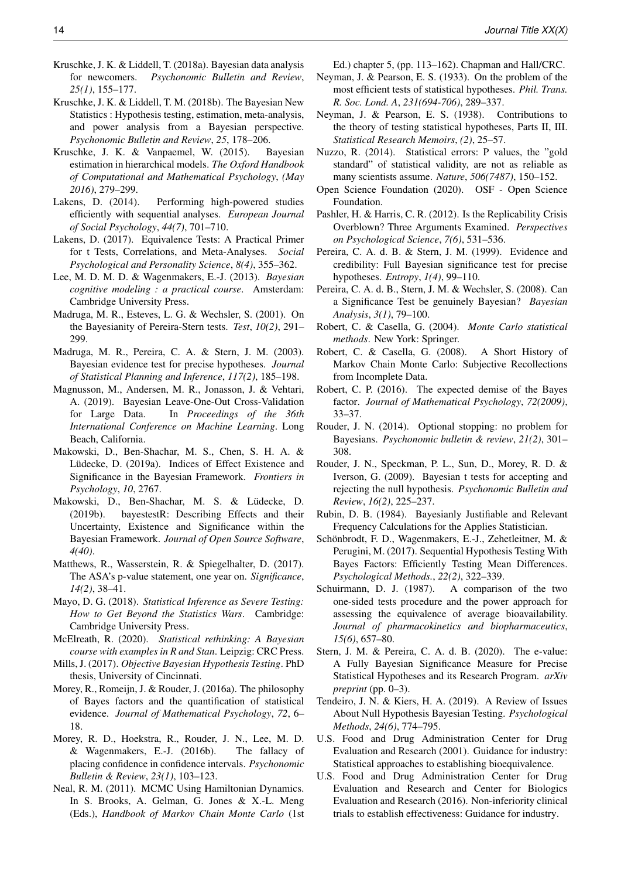Kruschke, J. K. & Liddell, T. (2018a). Bayesian data analysis for newcomers. *Psychonomic Bulletin and Review*, *25(1)*, 155–177.

Kruschke, J. K. & Liddell, T. M. (2018b). The Bayesian New Statistics : Hypothesis testing, estimation, meta-analysis, and power analysis from a Bayesian perspective. *Psychonomic Bulletin and Review*, *25*, 178–206.

Kruschke, J. K. & Vanpaemel, W. (2015). Bayesian estimation in hierarchical models. *The Oxford Handbook of Computational and Mathematical Psychology*, *(May 2016)*, 279–299.

Lakens, D. (2014). Performing high-powered studies efficiently with sequential analyses. *European Journal of Social Psychology*, *44(7)*, 701–710.

Lakens, D. (2017). Equivalence Tests: A Practical Primer for t Tests, Correlations, and Meta-Analyses. *Social Psychological and Personality Science*, *8(4)*, 355–362.

Lee, M. D. M. D. & Wagenmakers, E.-J. (2013). *Bayesian cognitive modeling : a practical course*. Amsterdam: Cambridge University Press.

Madruga, M. R., Esteves, L. G. & Wechsler, S. (2001). On the Bayesianity of Pereira-Stern tests. *Test*, *10(2)*, 291–299.

Madruga, M. R., Pereira, C. A. & Stern, J. M. (2003). Bayesian evidence test for precise hypotheses. *Journal of Statistical Planning and Inference*, *117(2)*, 185–198.

Magnusson, M., Andersen, M. R., Jonasson, J. & Vehtari, A. (2019). Bayesian Leave-One-Out Cross-Validation for Large Data. In *Proceedings of the 36th International Conference on Machine Learning*. Long Beach, California.

Makowski, D., Ben-Shachar, M. S., Chen, S. H. A. & Lüdecke, D. (2019a). Indices of Effect Existence and Significance in the Bayesian Framework. *Frontiers in Psychology*, *10*, 2767.

Makowski, D., Ben-Shachar, M. S. & Lüdecke, D. (2019b). bayestestR: Describing Effects and their Uncertainty, Existence and Significance within the Bayesian Framework. *Journal of Open Source Software*, *4(40)*.

Matthews, R., Wasserstein, R. & Spiegelhalter, D. (2017). The ASA's p-value statement, one year on. *Significance*, *14(2)*, 38–41.

Mayo, D. G. (2018). *Statistical Inference as Severe Testing: How to Get Beyond the Statistics Wars*. Cambridge: Cambridge University Press.

McElreath, R. (2020). *Statistical rethinking: A Bayesian course with examples in R and Stan*. Leipzig: CRC Press.

Mills, J. (2017). *Objective Bayesian Hypothesis Testing*. PhD thesis, University of Cincinnati.

Morey, R., Romeijn, J. & Rouder, J. (2016a). The philosophy of Bayes factors and the quantification of statistical evidence. *Journal of Mathematical Psychology*, *72*, 6–18.

Morey, R. D., Hoekstra, R., Rouder, J. N., Lee, M. D. & Wagenmakers, E.-J. (2016b). The fallacy of placing confidence in confidence intervals. *Psychonomic Bulletin & Review*, *23(1)*, 103–123.

Neal, R. M. (2011). MCMC Using Hamiltonian Dynamics. In S. Brooks, A. Gelman, G. Jones & X.-L. Meng (Eds.), *Handbook of Markov Chain Monte Carlo* (1st Ed.) chapter 5, (pp. 113–162). Chapman and Hall/CRC.

Neyman, J. & Pearson, E. S. (1933). On the problem of the most efficient tests of statistical hypotheses. *Phil. Trans. R. Soc. Lond. A*, *231(694-706)*, 289–337.

Neyman, J. & Pearson, E. S. (1938). Contributions to the theory of testing statistical hypotheses, Parts II, III. *Statistical Research Memoirs*, *(2)*, 25–57.

Nuzzo, R. (2014). Statistical errors: P values, the "gold standard" of statistical validity, are not as reliable as many scientists assume. *Nature*, *506(7487)*, 150–152.

Open Science Foundation (2020). OSF - Open Science Foundation.

Pashler, H. & Harris, C. R. (2012). Is the Replicability Crisis Overblown? Three Arguments Examined. *Perspectives on Psychological Science*, *7(6)*, 531–536.

Pereira, C. A. d. B. & Stern, J. M. (1999). Evidence and credibility: Full Bayesian significance test for precise hypotheses. *Entropy*, *1(4)*, 99–110.

Pereira, C. A. d. B., Stern, J. M. & Wechsler, S. (2008). Can a Significance Test be genuinely Bayesian? *Bayesian Analysis*, *3(1)*, 79–100.

Robert, C. & Casella, G. (2004). *Monte Carlo statistical methods*. New York: Springer.

Robert, C. & Casella, G. (2008). A Short History of Markov Chain Monte Carlo: Subjective Recollections from Incomplete Data.

Robert, C. P. (2016). The expected demise of the Bayes factor. *Journal of Mathematical Psychology*, *72(2009)*, 33–37.

Rouder, J. N. (2014). Optional stopping: no problem for Bayesians. *Psychonomic bulletin & review*, *21(2)*, 301–308.

Rouder, J. N., Speckman, P. L., Sun, D., Morey, R. D. & Iverson, G. (2009). Bayesian t tests for accepting and rejecting the null hypothesis. *Psychonomic Bulletin and Review*, *16(2)*, 225–237.

Rubin, D. B. (1984). Bayesianly Justifiable and Relevant Frequency Calculations for the Applies Statistician.

Schönbrodt, F. D., Wagenmakers, E.-J., Zehetleitner, M. & Perugini, M. (2017). Sequential Hypothesis Testing With Bayes Factors: Efficiently Testing Mean Differences. *Psychological Methods.*, *22(2)*, 322–339.

Schuirmann, D. J. (1987). A comparison of the two one-sided tests procedure and the power approach for assessing the equivalence of average bioavailability. *Journal of pharmacokinetics and biopharmaceutics*, *15(6)*, 657–80.

Stern, J. M. & Pereira, C. A. d. B. (2020). The e-value: A Fully Bayesian Significance Measure for Precise Statistical Hypotheses and its Research Program. *arXiv preprint* (pp. 0–3).

Tendeiro, J. N. & Kiers, H. A. (2019). A Review of Issues About Null Hypothesis Bayesian Testing. *Psychological Methods*, *24(6)*, 774–795.

U.S. Food and Drug Administration Center for Drug Evaluation and Research (2001). Guidance for industry: Statistical approaches to establishing bioequivalence.

U.S. Food and Drug Administration Center for Drug Evaluation and Research and Center for Biologics Evaluation and Research (2016). Non-inferiority clinical trials to establish effectiveness: Guidance for industry.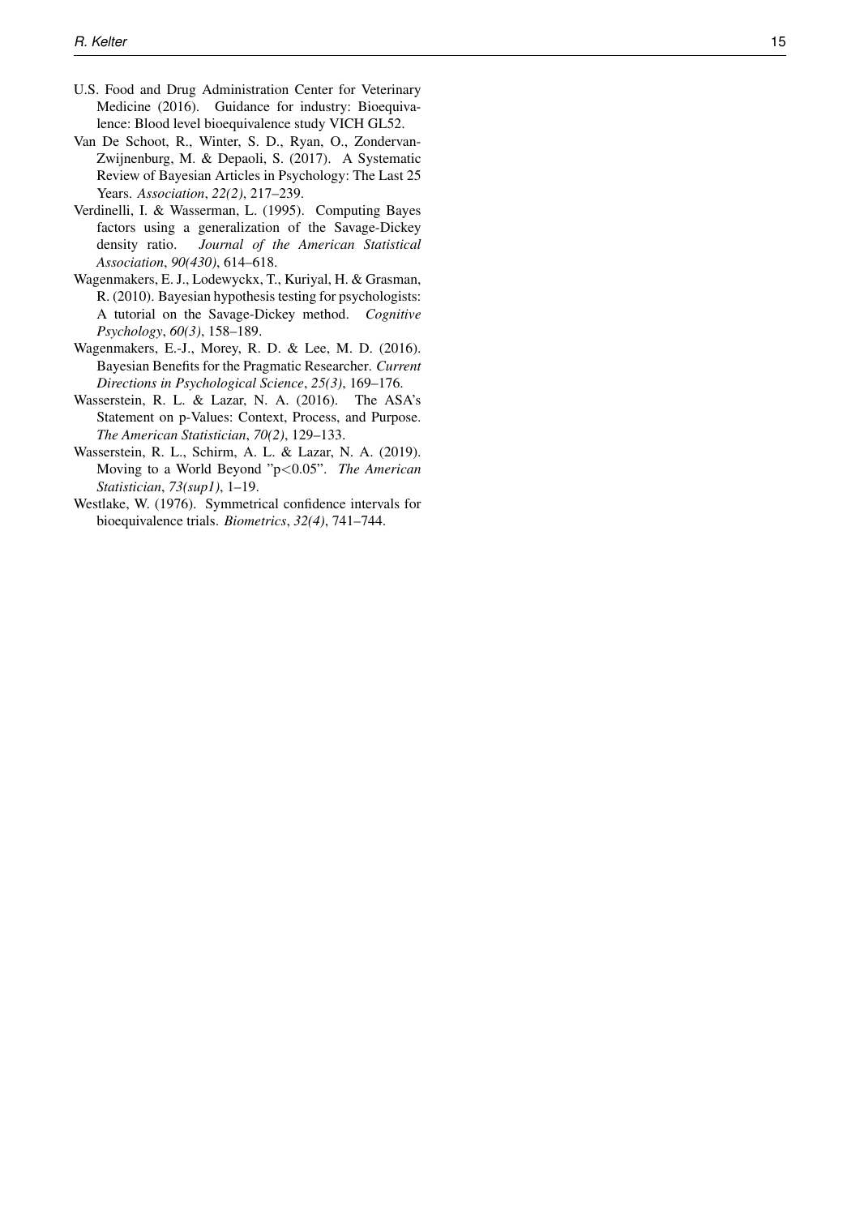U.S. Food and Drug Administration Center for Veterinary Medicine (2016). Guidance for industry: Bioequivalence: Blood level bioequivalence study VICH GL52.

Van De Schoot, R., Winter, S. D., Ryan, O., Zondervan-Zwijnenburg, M. & Depaoli, S. (2017). A Systematic Review of Bayesian Articles in Psychology: The Last 25 Years. *Association*, *22(2)*, 217–239.

Verdinelli, I. & Wasserman, L. (1995). Computing Bayes factors using a generalization of the Savage-Dickey density ratio. *Journal of the American Statistical Association*, *90(430)*, 614–618.

Wagenmakers, E. J., Lodewyckx, T., Kuriyal, H. & Grasman, R. (2010). Bayesian hypothesis testing for psychologists: A tutorial on the Savage-Dickey method. *Cognitive Psychology*, *60(3)*, 158–189.

Wagenmakers, E.-J., Morey, R. D. & Lee, M. D. (2016). Bayesian Benefits for the Pragmatic Researcher. *Current Directions in Psychological Science*, *25(3)*, 169–176.

Wasserstein, R. L. & Lazar, N. A. (2016). The ASA's Statement on p-Values: Context, Process, and Purpose. *The American Statistician*, *70(2)*, 129–133.

Wasserstein, R. L., Schirm, A. L. & Lazar, N. A. (2019). Moving to a World Beyond "p<0.05". *The American Statistician*, *73(sup1)*, 1–19.

Westlake, W. (1976). Symmetrical confidence intervals for bioequivalence trials. *Biometrics*, *32(4)*, 741–744.